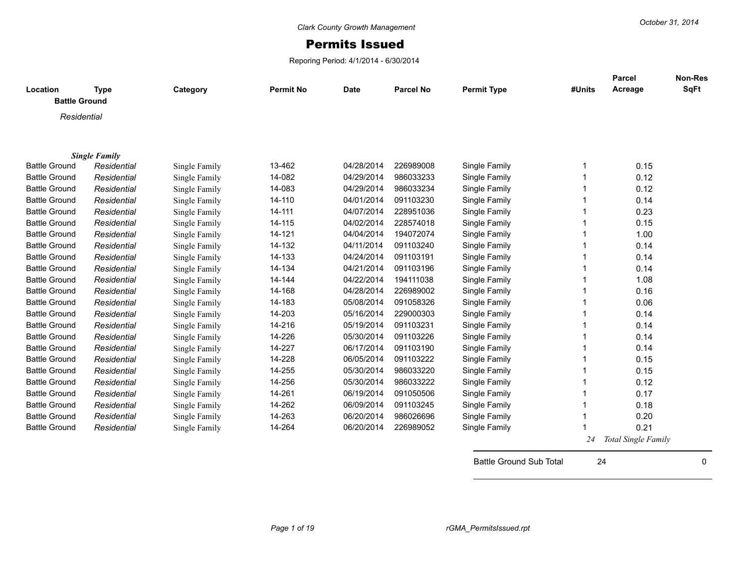Clark County Growth Management

October 31, 2014

# Permits Issued

Reporing Period: 4/1/2014 - 6/30/2014

| Location | Type | Category | Permit No | Date | Parcel No | Permit Type | #Units | Parcel Acreage | Non-Res SqFt |
|---|---|---|---|---|---|---|---|---|---|
| **Battle Ground** | | | | | | | | | |
| *Residential* | | | | | | | | | |
| ***Single Family*** | | | | | | | | | |
| Battle Ground | *Residential* | Single Family | 13-462 | 04/28/2014 | 226989008 | Single Family | 1 | 0.15 | |
| Battle Ground | *Residential* | Single Family | 14-082 | 04/29/2014 | 986033233 | Single Family | 1 | 0.12 | |
| Battle Ground | *Residential* | Single Family | 14-083 | 04/29/2014 | 986033234 | Single Family | 1 | 0.12 | |
| Battle Ground | *Residential* | Single Family | 14-110 | 04/01/2014 | 091103230 | Single Family | 1 | 0.14 | |
| Battle Ground | *Residential* | Single Family | 14-111 | 04/07/2014 | 228951036 | Single Family | 1 | 0.23 | |
| Battle Ground | *Residential* | Single Family | 14-115 | 04/02/2014 | 228574018 | Single Family | 1 | 0.15 | |
| Battle Ground | *Residential* | Single Family | 14-121 | 04/04/2014 | 194072074 | Single Family | 1 | 1.00 | |
| Battle Ground | *Residential* | Single Family | 14-132 | 04/11/2014 | 091103240 | Single Family | 1 | 0.14 | |
| Battle Ground | *Residential* | Single Family | 14-133 | 04/24/2014 | 091103191 | Single Family | 1 | 0.14 | |
| Battle Ground | *Residential* | Single Family | 14-134 | 04/21/2014 | 091103196 | Single Family | 1 | 0.14 | |
| Battle Ground | *Residential* | Single Family | 14-144 | 04/22/2014 | 194111038 | Single Family | 1 | 1.08 | |
| Battle Ground | *Residential* | Single Family | 14-168 | 04/28/2014 | 226989002 | Single Family | 1 | 0.16 | |
| Battle Ground | *Residential* | Single Family | 14-183 | 05/08/2014 | 091058326 | Single Family | 1 | 0.06 | |
| Battle Ground | *Residential* | Single Family | 14-203 | 05/16/2014 | 229000303 | Single Family | 1 | 0.14 | |
| Battle Ground | *Residential* | Single Family | 14-216 | 05/19/2014 | 091103231 | Single Family | 1 | 0.14 | |
| Battle Ground | *Residential* | Single Family | 14-226 | 05/30/2014 | 091103226 | Single Family | 1 | 0.14 | |
| Battle Ground | *Residential* | Single Family | 14-227 | 06/17/2014 | 091103190 | Single Family | 1 | 0.14 | |
| Battle Ground | *Residential* | Single Family | 14-228 | 06/05/2014 | 091103222 | Single Family | 1 | 0.15 | |
| Battle Ground | *Residential* | Single Family | 14-255 | 05/30/2014 | 986033220 | Single Family | 1 | 0.15 | |
| Battle Ground | *Residential* | Single Family | 14-256 | 05/30/2014 | 986033222 | Single Family | 1 | 0.12 | |
| Battle Ground | *Residential* | Single Family | 14-261 | 06/19/2014 | 091050506 | Single Family | 1 | 0.17 | |
| Battle Ground | *Residential* | Single Family | 14-262 | 06/09/2014 | 091103245 | Single Family | 1 | 0.18 | |
| Battle Ground | *Residential* | Single Family | 14-263 | 06/20/2014 | 986026696 | Single Family | 1 | 0.20 | |
| Battle Ground | *Residential* | Single Family | 14-264 | 06/20/2014 | 226989052 | Single Family | 1 | 0.21 | |
| | | | | | | | *24* | *Total Single Family* | |
| | | | | | | Battle Ground Sub Total | 24 | | 0 |

rGMA_PermitsIssued.rpt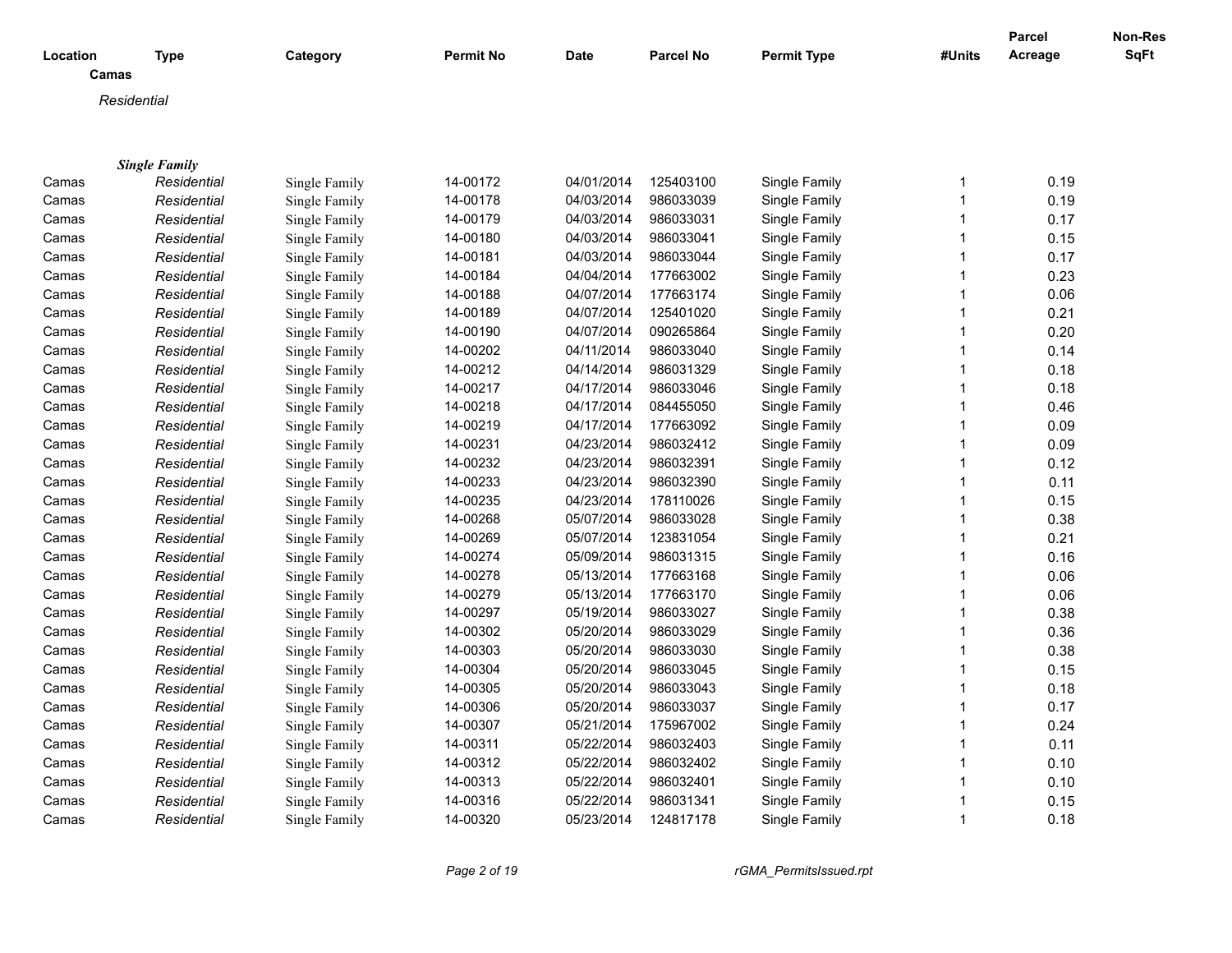| Location | Type | Category | Permit No | Date | Parcel No | Permit Type | #Units | Parcel Acreage | Non-Res SqFt |
|---|---|---|---|---|---|---|---|---|---|
| **Camas** | | | | | | | | | |
| *Residential* | | | | | | | | | |
| ***Single Family*** | | | | | | | | | |
| Camas | *Residential* | Single Family | 14-00172 | 04/01/2014 | 125403100 | Single Family | 1 | 0.19 | |
| Camas | *Residential* | Single Family | 14-00178 | 04/03/2014 | 986033039 | Single Family | 1 | 0.19 | |
| Camas | *Residential* | Single Family | 14-00179 | 04/03/2014 | 986033031 | Single Family | 1 | 0.17 | |
| Camas | *Residential* | Single Family | 14-00180 | 04/03/2014 | 986033041 | Single Family | 1 | 0.15 | |
| Camas | *Residential* | Single Family | 14-00181 | 04/03/2014 | 986033044 | Single Family | 1 | 0.17 | |
| Camas | *Residential* | Single Family | 14-00184 | 04/04/2014 | 177663002 | Single Family | 1 | 0.23 | |
| Camas | *Residential* | Single Family | 14-00188 | 04/07/2014 | 177663174 | Single Family | 1 | 0.06 | |
| Camas | *Residential* | Single Family | 14-00189 | 04/07/2014 | 125401020 | Single Family | 1 | 0.21 | |
| Camas | *Residential* | Single Family | 14-00190 | 04/07/2014 | 090265864 | Single Family | 1 | 0.20 | |
| Camas | *Residential* | Single Family | 14-00202 | 04/11/2014 | 986033040 | Single Family | 1 | 0.14 | |
| Camas | *Residential* | Single Family | 14-00212 | 04/14/2014 | 986031329 | Single Family | 1 | 0.18 | |
| Camas | *Residential* | Single Family | 14-00217 | 04/17/2014 | 986033046 | Single Family | 1 | 0.18 | |
| Camas | *Residential* | Single Family | 14-00218 | 04/17/2014 | 084455050 | Single Family | 1 | 0.46 | |
| Camas | *Residential* | Single Family | 14-00219 | 04/17/2014 | 177663092 | Single Family | 1 | 0.09 | |
| Camas | *Residential* | Single Family | 14-00231 | 04/23/2014 | 986032412 | Single Family | 1 | 0.09 | |
| Camas | *Residential* | Single Family | 14-00232 | 04/23/2014 | 986032391 | Single Family | 1 | 0.12 | |
| Camas | *Residential* | Single Family | 14-00233 | 04/23/2014 | 986032390 | Single Family | 1 | 0.11 | |
| Camas | *Residential* | Single Family | 14-00235 | 04/23/2014 | 178110026 | Single Family | 1 | 0.15 | |
| Camas | *Residential* | Single Family | 14-00268 | 05/07/2014 | 986033028 | Single Family | 1 | 0.38 | |
| Camas | *Residential* | Single Family | 14-00269 | 05/07/2014 | 123831054 | Single Family | 1 | 0.21 | |
| Camas | *Residential* | Single Family | 14-00274 | 05/09/2014 | 986031315 | Single Family | 1 | 0.16 | |
| Camas | *Residential* | Single Family | 14-00278 | 05/13/2014 | 177663168 | Single Family | 1 | 0.06 | |
| Camas | *Residential* | Single Family | 14-00279 | 05/13/2014 | 177663170 | Single Family | 1 | 0.06 | |
| Camas | *Residential* | Single Family | 14-00297 | 05/19/2014 | 986033027 | Single Family | 1 | 0.38 | |
| Camas | *Residential* | Single Family | 14-00302 | 05/20/2014 | 986033029 | Single Family | 1 | 0.36 | |
| Camas | *Residential* | Single Family | 14-00303 | 05/20/2014 | 986033030 | Single Family | 1 | 0.38 | |
| Camas | *Residential* | Single Family | 14-00304 | 05/20/2014 | 986033045 | Single Family | 1 | 0.15 | |
| Camas | *Residential* | Single Family | 14-00305 | 05/20/2014 | 986033043 | Single Family | 1 | 0.18 | |
| Camas | *Residential* | Single Family | 14-00306 | 05/20/2014 | 986033037 | Single Family | 1 | 0.17 | |
| Camas | *Residential* | Single Family | 14-00307 | 05/21/2014 | 175967002 | Single Family | 1 | 0.24 | |
| Camas | *Residential* | Single Family | 14-00311 | 05/22/2014 | 986032403 | Single Family | 1 | 0.11 | |
| Camas | *Residential* | Single Family | 14-00312 | 05/22/2014 | 986032402 | Single Family | 1 | 0.10 | |
| Camas | *Residential* | Single Family | 14-00313 | 05/22/2014 | 986032401 | Single Family | 1 | 0.10 | |
| Camas | *Residential* | Single Family | 14-00316 | 05/22/2014 | 986031341 | Single Family | 1 | 0.15 | |
| Camas | *Residential* | Single Family | 14-00320 | 05/23/2014 | 124817178 | Single Family | 1 | 0.18 | |

rGMA_PermitsIssued.rpt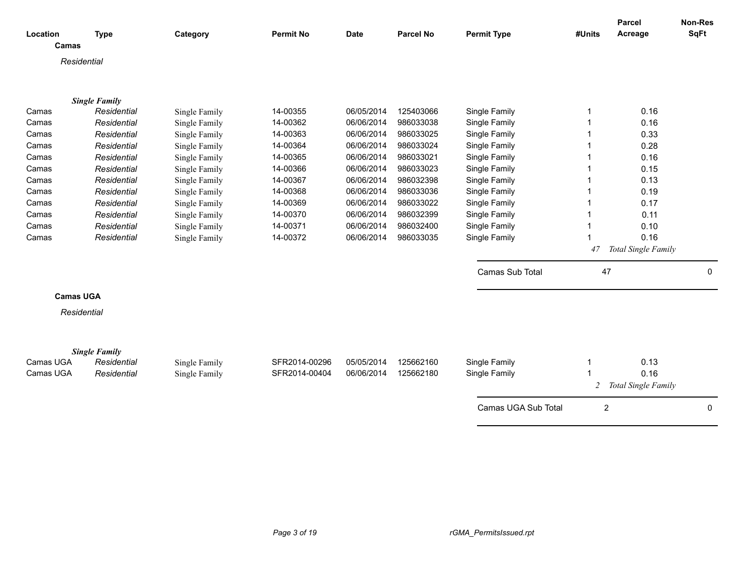| Location | Type | Category | Permit No | Date | Parcel No | Permit Type | #Units | Parcel Acreage | Non-Res SqFt |
|---|---|---|---|---|---|---|---|---|---|

**Camas**

*Residential*

***Single Family***

| Location | Type | Category | Permit No | Date | Parcel No | Permit Type | #Units | Parcel Acreage | Non-Res SqFt |
|---|---|---|---|---|---|---|---|---|---|
| Camas | *Residential* | Single Family | 14-00355 | 06/05/2014 | 125403066 | Single Family | 1 | 0.16 | |
| Camas | *Residential* | Single Family | 14-00362 | 06/06/2014 | 986033038 | Single Family | 1 | 0.16 | |
| Camas | *Residential* | Single Family | 14-00363 | 06/06/2014 | 986033025 | Single Family | 1 | 0.33 | |
| Camas | *Residential* | Single Family | 14-00364 | 06/06/2014 | 986033024 | Single Family | 1 | 0.28 | |
| Camas | *Residential* | Single Family | 14-00365 | 06/06/2014 | 986033021 | Single Family | 1 | 0.16 | |
| Camas | *Residential* | Single Family | 14-00366 | 06/06/2014 | 986033023 | Single Family | 1 | 0.15 | |
| Camas | *Residential* | Single Family | 14-00367 | 06/06/2014 | 986032398 | Single Family | 1 | 0.13 | |
| Camas | *Residential* | Single Family | 14-00368 | 06/06/2014 | 986033036 | Single Family | 1 | 0.19 | |
| Camas | *Residential* | Single Family | 14-00369 | 06/06/2014 | 986033022 | Single Family | 1 | 0.17 | |
| Camas | *Residential* | Single Family | 14-00370 | 06/06/2014 | 986032399 | Single Family | 1 | 0.11 | |
| Camas | *Residential* | Single Family | 14-00371 | 06/06/2014 | 986032400 | Single Family | 1 | 0.10 | |
| Camas | *Residential* | Single Family | 14-00372 | 06/06/2014 | 986033035 | Single Family | 1 | 0.16 | |
| | | | | | | | *47* | *Total Single Family* | |
| | | | | | | Camas Sub Total | 47 | | 0 |

**Camas UGA**

*Residential*

***Single Family***

| Location | Type | Category | Permit No | Date | Parcel No | Permit Type | #Units | Parcel Acreage | Non-Res SqFt |
|---|---|---|---|---|---|---|---|---|---|
| Camas UGA | *Residential* | Single Family | SFR2014-00296 | 05/05/2014 | 125662160 | Single Family | 1 | 0.13 | |
| Camas UGA | *Residential* | Single Family | SFR2014-00404 | 06/06/2014 | 125662180 | Single Family | 1 | 0.16 | |
| | | | | | | | *2* | *Total Single Family* | |
| | | | | | | Camas UGA Sub Total | 2 | | 0 |

rGMA_PermitsIssued.rpt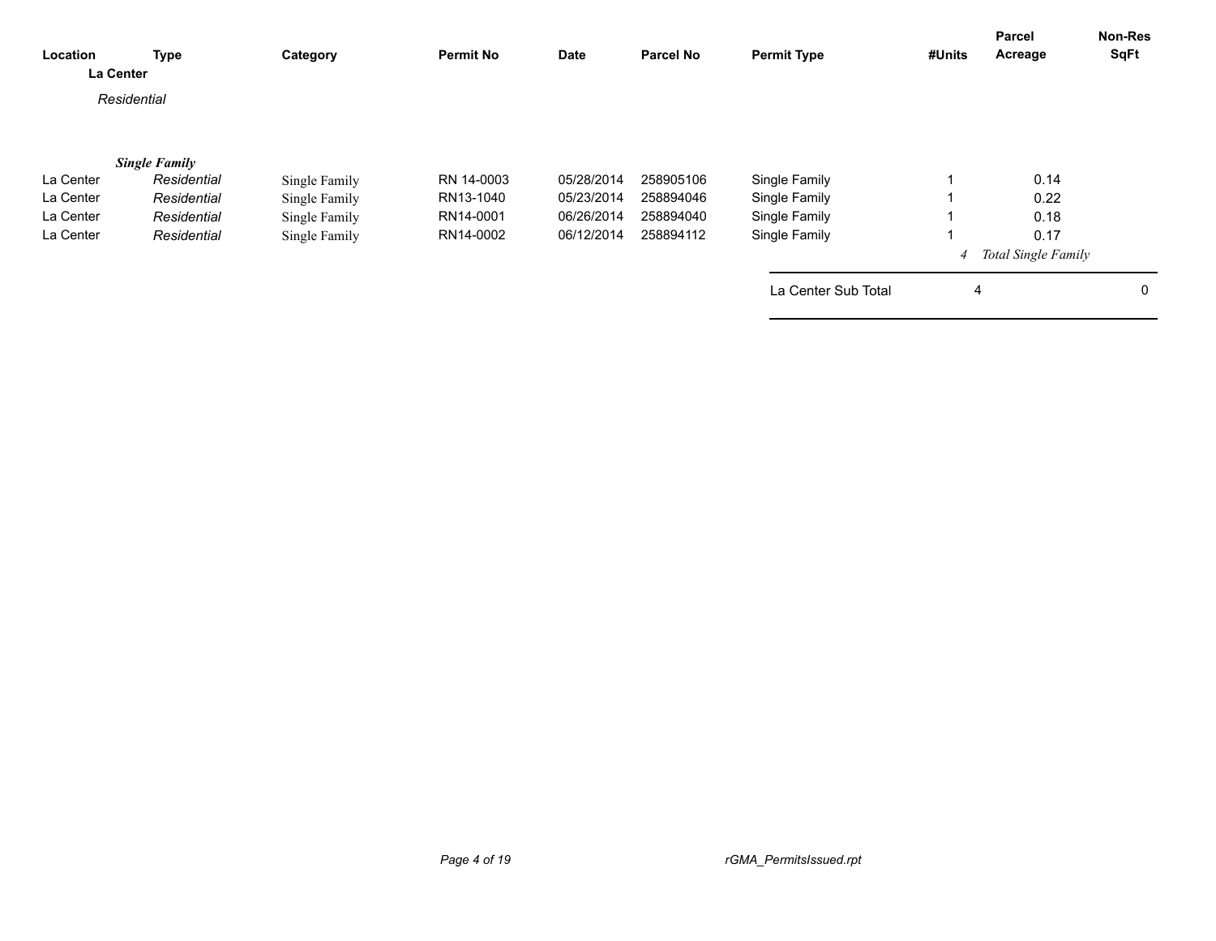| Location | Type | Category | Permit No | Date | Parcel No | Permit Type | #Units | Parcel Acreage | Non-Res SqFt |
|---|---|---|---|---|---|---|---|---|---|
| **La Center** | | | | | | | | | |
| *Residential* | | | | | | | | | |
| ***Single Family*** | | | | | | | | | |
| La Center | *Residential* | Single Family | RN 14-0003 | 05/28/2014 | 258905106 | Single Family | 1 | 0.14 | |
| La Center | *Residential* | Single Family | RN13-1040 | 05/23/2014 | 258894046 | Single Family | 1 | 0.22 | |
| La Center | *Residential* | Single Family | RN14-0001 | 06/26/2014 | 258894040 | Single Family | 1 | 0.18 | |
| La Center | *Residential* | Single Family | RN14-0002 | 06/12/2014 | 258894112 | Single Family | 1 | 0.17 | |
| | | | | | | | *4* | *Total Single Family* | |
| | | | | | | La Center Sub Total | 4 | | 0 |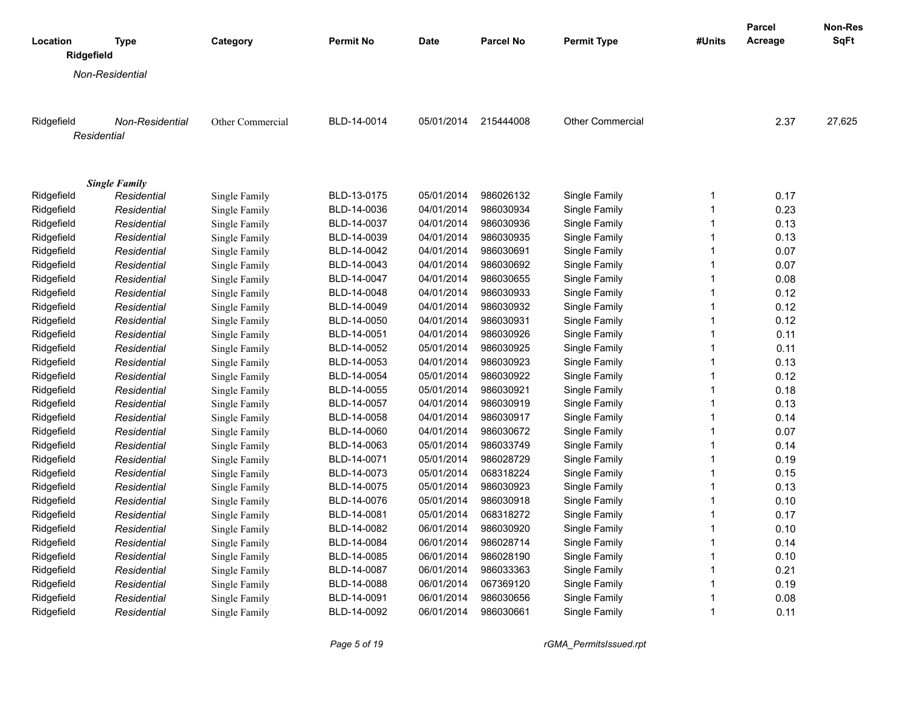| Location | Type | Category | Permit No | Date | Parcel No | Permit Type | #Units | Parcel Acreage | Non-Res SqFt |
|---|---|---|---|---|---|---|---|---|---|
| **Ridgefield** | | | | | | | | | |
| *Non-Residential* | | | | | | | | | |
| Ridgefield | *Non-Residential* | Other Commercial | BLD-14-0014 | 05/01/2014 | 215444008 | Other Commercial | | 2.37 | 27,625 |
| *Residential* | | | | | | | | | |
| ***Single Family*** | | | | | | | | | |
| Ridgefield | *Residential* | Single Family | BLD-13-0175 | 05/01/2014 | 986026132 | Single Family | 1 | 0.17 | |
| Ridgefield | *Residential* | Single Family | BLD-14-0036 | 04/01/2014 | 986030934 | Single Family | 1 | 0.23 | |
| Ridgefield | *Residential* | Single Family | BLD-14-0037 | 04/01/2014 | 986030936 | Single Family | 1 | 0.13 | |
| Ridgefield | *Residential* | Single Family | BLD-14-0039 | 04/01/2014 | 986030935 | Single Family | 1 | 0.13 | |
| Ridgefield | *Residential* | Single Family | BLD-14-0042 | 04/01/2014 | 986030691 | Single Family | 1 | 0.07 | |
| Ridgefield | *Residential* | Single Family | BLD-14-0043 | 04/01/2014 | 986030692 | Single Family | 1 | 0.07 | |
| Ridgefield | *Residential* | Single Family | BLD-14-0047 | 04/01/2014 | 986030655 | Single Family | 1 | 0.08 | |
| Ridgefield | *Residential* | Single Family | BLD-14-0048 | 04/01/2014 | 986030933 | Single Family | 1 | 0.12 | |
| Ridgefield | *Residential* | Single Family | BLD-14-0049 | 04/01/2014 | 986030932 | Single Family | 1 | 0.12 | |
| Ridgefield | *Residential* | Single Family | BLD-14-0050 | 04/01/2014 | 986030931 | Single Family | 1 | 0.12 | |
| Ridgefield | *Residential* | Single Family | BLD-14-0051 | 04/01/2014 | 986030926 | Single Family | 1 | 0.11 | |
| Ridgefield | *Residential* | Single Family | BLD-14-0052 | 05/01/2014 | 986030925 | Single Family | 1 | 0.11 | |
| Ridgefield | *Residential* | Single Family | BLD-14-0053 | 04/01/2014 | 986030923 | Single Family | 1 | 0.13 | |
| Ridgefield | *Residential* | Single Family | BLD-14-0054 | 05/01/2014 | 986030922 | Single Family | 1 | 0.12 | |
| Ridgefield | *Residential* | Single Family | BLD-14-0055 | 05/01/2014 | 986030921 | Single Family | 1 | 0.18 | |
| Ridgefield | *Residential* | Single Family | BLD-14-0057 | 04/01/2014 | 986030919 | Single Family | 1 | 0.13 | |
| Ridgefield | *Residential* | Single Family | BLD-14-0058 | 04/01/2014 | 986030917 | Single Family | 1 | 0.14 | |
| Ridgefield | *Residential* | Single Family | BLD-14-0060 | 04/01/2014 | 986030672 | Single Family | 1 | 0.07 | |
| Ridgefield | *Residential* | Single Family | BLD-14-0063 | 05/01/2014 | 986033749 | Single Family | 1 | 0.14 | |
| Ridgefield | *Residential* | Single Family | BLD-14-0071 | 05/01/2014 | 986028729 | Single Family | 1 | 0.19 | |
| Ridgefield | *Residential* | Single Family | BLD-14-0073 | 05/01/2014 | 068318224 | Single Family | 1 | 0.15 | |
| Ridgefield | *Residential* | Single Family | BLD-14-0075 | 05/01/2014 | 986030923 | Single Family | 1 | 0.13 | |
| Ridgefield | *Residential* | Single Family | BLD-14-0076 | 05/01/2014 | 986030918 | Single Family | 1 | 0.10 | |
| Ridgefield | *Residential* | Single Family | BLD-14-0081 | 05/01/2014 | 068318272 | Single Family | 1 | 0.17 | |
| Ridgefield | *Residential* | Single Family | BLD-14-0082 | 06/01/2014 | 986030920 | Single Family | 1 | 0.10 | |
| Ridgefield | *Residential* | Single Family | BLD-14-0084 | 06/01/2014 | 986028714 | Single Family | 1 | 0.14 | |
| Ridgefield | *Residential* | Single Family | BLD-14-0085 | 06/01/2014 | 986028190 | Single Family | 1 | 0.10 | |
| Ridgefield | *Residential* | Single Family | BLD-14-0087 | 06/01/2014 | 986033363 | Single Family | 1 | 0.21 | |
| Ridgefield | *Residential* | Single Family | BLD-14-0088 | 06/01/2014 | 067369120 | Single Family | 1 | 0.19 | |
| Ridgefield | *Residential* | Single Family | BLD-14-0091 | 06/01/2014 | 986030656 | Single Family | 1 | 0.08 | |
| Ridgefield | *Residential* | Single Family | BLD-14-0092 | 06/01/2014 | 986030661 | Single Family | 1 | 0.11 | |

*rGMA_PermitsIssued.rpt*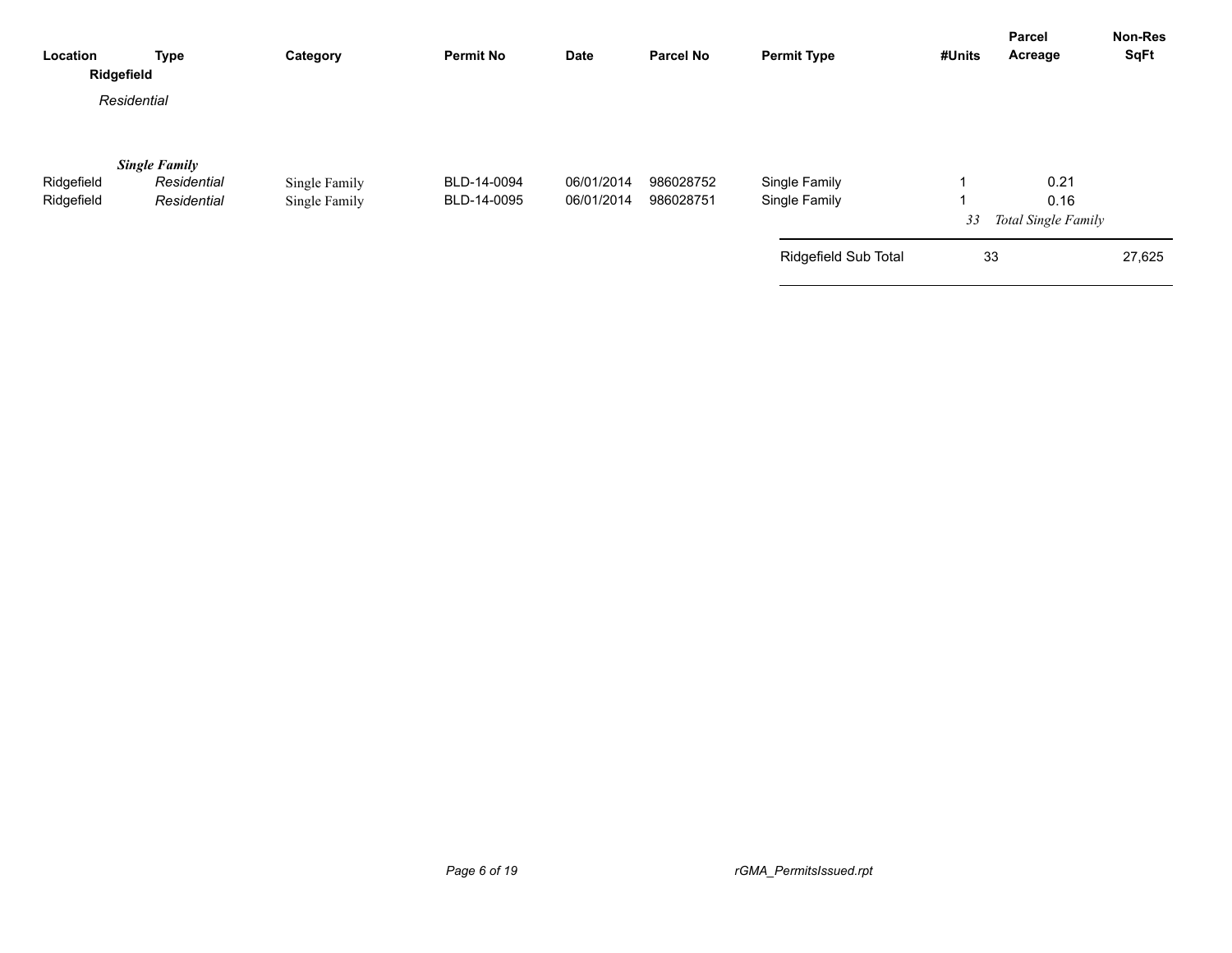| Location | Type | Category | Permit No | Date | Parcel No | Permit Type | #Units | Parcel Acreage | Non-Res SqFt |
|---|---|---|---|---|---|---|---|---|---|
| **Ridgefield** | | | | | | | | | |
| *Residential* | | | | | | | | | |
| | ***Single Family*** | | | | | | | | |
| Ridgefield | *Residential* | Single Family | BLD-14-0094 | 06/01/2014 | 986028752 | Single Family | 1 | 0.21 | |
| Ridgefield | *Residential* | Single Family | BLD-14-0095 | 06/01/2014 | 986028751 | Single Family | 1 | 0.16 | |
| | | | | | | | *33* | *Total Single Family* | |
| | | | | | | Ridgefield Sub Total | 33 | | 27,625 |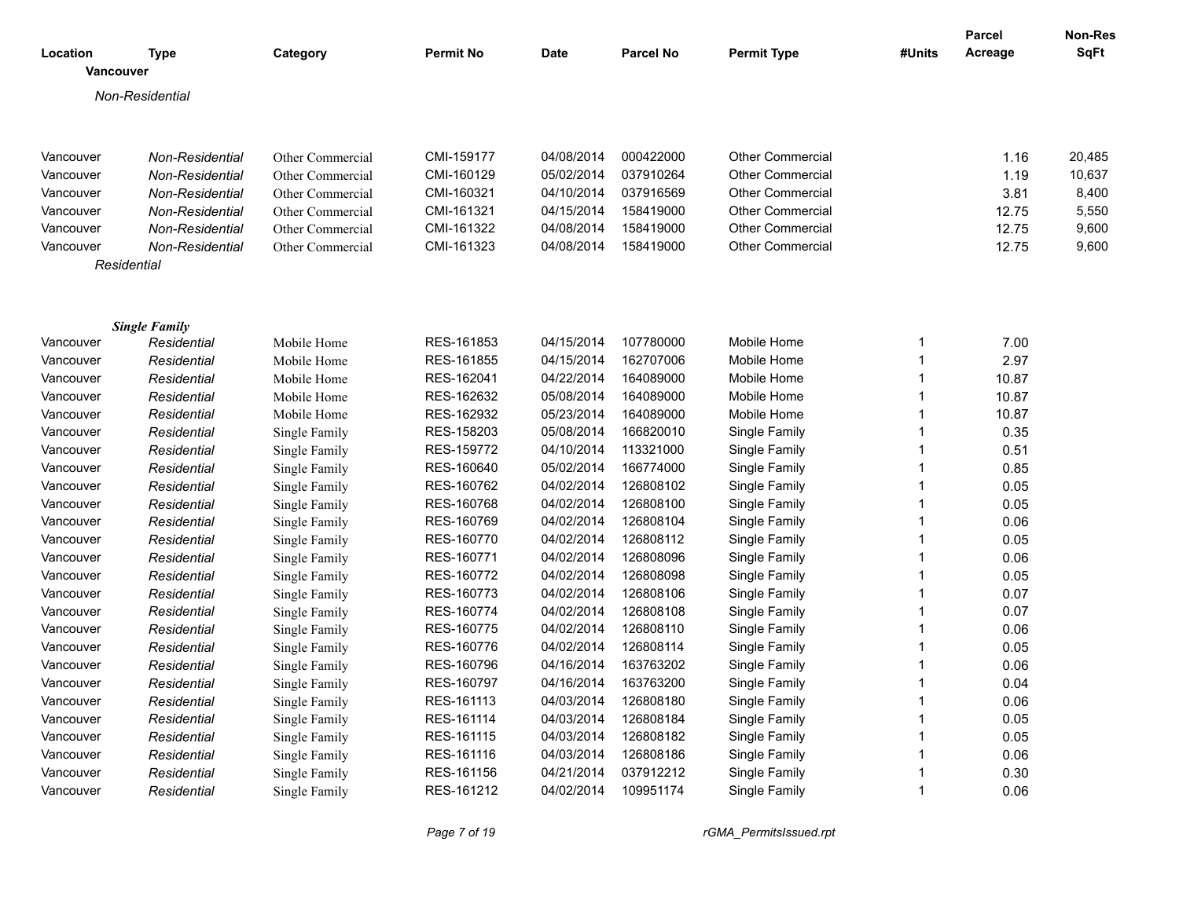| Location | Type | Category | Permit No | Date | Parcel No | Permit Type | #Units | Parcel Acreage | Non-Res SqFt |
|---|---|---|---|---|---|---|---|---|---|
| **Vancouver** | | | | | | | | | |
| *Non-Residential* | | | | | | | | | |
| Vancouver | *Non-Residential* | Other Commercial | CMI-159177 | 04/08/2014 | 000422000 | Other Commercial | | 1.16 | 20,485 |
| Vancouver | *Non-Residential* | Other Commercial | CMI-160129 | 05/02/2014 | 037910264 | Other Commercial | | 1.19 | 10,637 |
| Vancouver | *Non-Residential* | Other Commercial | CMI-160321 | 04/10/2014 | 037916569 | Other Commercial | | 3.81 | 8,400 |
| Vancouver | *Non-Residential* | Other Commercial | CMI-161321 | 04/15/2014 | 158419000 | Other Commercial | | 12.75 | 5,550 |
| Vancouver | *Non-Residential* | Other Commercial | CMI-161322 | 04/08/2014 | 158419000 | Other Commercial | | 12.75 | 9,600 |
| Vancouver | *Non-Residential* | Other Commercial | CMI-161323 | 04/08/2014 | 158419000 | Other Commercial | | 12.75 | 9,600 |
| *Residential* | | | | | | | | | |
| ***Single Family*** | | | | | | | | | |
| Vancouver | *Residential* | Mobile Home | RES-161853 | 04/15/2014 | 107780000 | Mobile Home | 1 | 7.00 | |
| Vancouver | *Residential* | Mobile Home | RES-161855 | 04/15/2014 | 162707006 | Mobile Home | 1 | 2.97 | |
| Vancouver | *Residential* | Mobile Home | RES-162041 | 04/22/2014 | 164089000 | Mobile Home | 1 | 10.87 | |
| Vancouver | *Residential* | Mobile Home | RES-162632 | 05/08/2014 | 164089000 | Mobile Home | 1 | 10.87 | |
| Vancouver | *Residential* | Mobile Home | RES-162932 | 05/23/2014 | 164089000 | Mobile Home | 1 | 10.87 | |
| Vancouver | *Residential* | Single Family | RES-158203 | 05/08/2014 | 166820010 | Single Family | 1 | 0.35 | |
| Vancouver | *Residential* | Single Family | RES-159772 | 04/10/2014 | 113321000 | Single Family | 1 | 0.51 | |
| Vancouver | *Residential* | Single Family | RES-160640 | 05/02/2014 | 166774000 | Single Family | 1 | 0.85 | |
| Vancouver | *Residential* | Single Family | RES-160762 | 04/02/2014 | 126808102 | Single Family | 1 | 0.05 | |
| Vancouver | *Residential* | Single Family | RES-160768 | 04/02/2014 | 126808100 | Single Family | 1 | 0.05 | |
| Vancouver | *Residential* | Single Family | RES-160769 | 04/02/2014 | 126808104 | Single Family | 1 | 0.06 | |
| Vancouver | *Residential* | Single Family | RES-160770 | 04/02/2014 | 126808112 | Single Family | 1 | 0.05 | |
| Vancouver | *Residential* | Single Family | RES-160771 | 04/02/2014 | 126808096 | Single Family | 1 | 0.06 | |
| Vancouver | *Residential* | Single Family | RES-160772 | 04/02/2014 | 126808098 | Single Family | 1 | 0.05 | |
| Vancouver | *Residential* | Single Family | RES-160773 | 04/02/2014 | 126808106 | Single Family | 1 | 0.07 | |
| Vancouver | *Residential* | Single Family | RES-160774 | 04/02/2014 | 126808108 | Single Family | 1 | 0.07 | |
| Vancouver | *Residential* | Single Family | RES-160775 | 04/02/2014 | 126808110 | Single Family | 1 | 0.06 | |
| Vancouver | *Residential* | Single Family | RES-160776 | 04/02/2014 | 126808114 | Single Family | 1 | 0.05 | |
| Vancouver | *Residential* | Single Family | RES-160796 | 04/16/2014 | 163763202 | Single Family | 1 | 0.06 | |
| Vancouver | *Residential* | Single Family | RES-160797 | 04/16/2014 | 163763200 | Single Family | 1 | 0.04 | |
| Vancouver | *Residential* | Single Family | RES-161113 | 04/03/2014 | 126808180 | Single Family | 1 | 0.06 | |
| Vancouver | *Residential* | Single Family | RES-161114 | 04/03/2014 | 126808184 | Single Family | 1 | 0.05 | |
| Vancouver | *Residential* | Single Family | RES-161115 | 04/03/2014 | 126808182 | Single Family | 1 | 0.05 | |
| Vancouver | *Residential* | Single Family | RES-161116 | 04/03/2014 | 126808186 | Single Family | 1 | 0.06 | |
| Vancouver | *Residential* | Single Family | RES-161156 | 04/21/2014 | 037912212 | Single Family | 1 | 0.30 | |
| Vancouver | *Residential* | Single Family | RES-161212 | 04/02/2014 | 109951174 | Single Family | 1 | 0.06 | |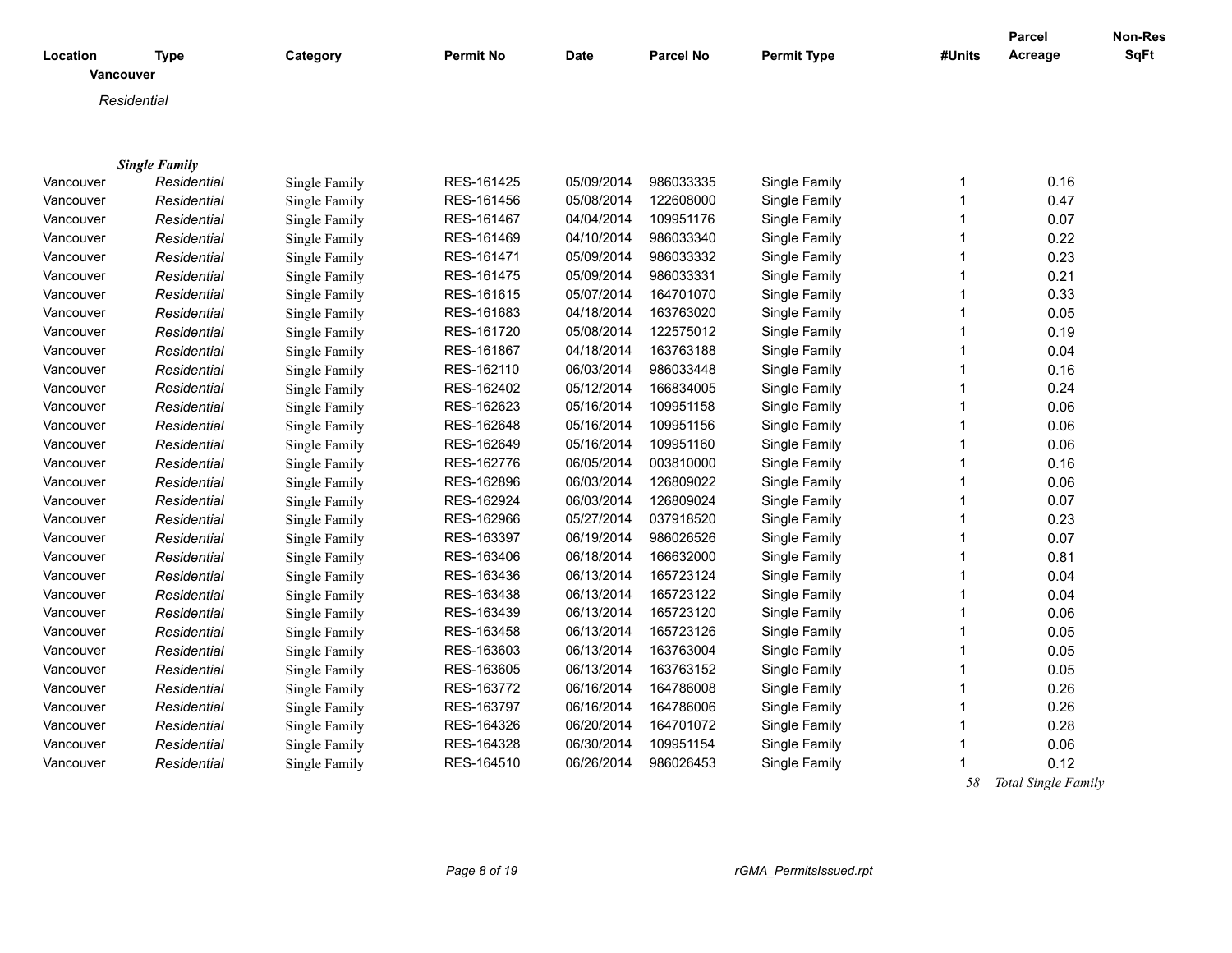| Location | Type | Category | Permit No | Date | Parcel No | Permit Type | #Units | Parcel Acreage | Non-Res SqFt |
|---|---|---|---|---|---|---|---|---|---|
| **Vancouver** | | | | | | | | | |
| *Residential* | | | | | | | | | |
| ***Single Family*** | | | | | | | | | |
| Vancouver | *Residential* | Single Family | RES-161425 | 05/09/2014 | 986033335 | Single Family | 1 | 0.16 | |
| Vancouver | *Residential* | Single Family | RES-161456 | 05/08/2014 | 122608000 | Single Family | 1 | 0.47 | |
| Vancouver | *Residential* | Single Family | RES-161467 | 04/04/2014 | 109951176 | Single Family | 1 | 0.07 | |
| Vancouver | *Residential* | Single Family | RES-161469 | 04/10/2014 | 986033340 | Single Family | 1 | 0.22 | |
| Vancouver | *Residential* | Single Family | RES-161471 | 05/09/2014 | 986033332 | Single Family | 1 | 0.23 | |
| Vancouver | *Residential* | Single Family | RES-161475 | 05/09/2014 | 986033331 | Single Family | 1 | 0.21 | |
| Vancouver | *Residential* | Single Family | RES-161615 | 05/07/2014 | 164701070 | Single Family | 1 | 0.33 | |
| Vancouver | *Residential* | Single Family | RES-161683 | 04/18/2014 | 163763020 | Single Family | 1 | 0.05 | |
| Vancouver | *Residential* | Single Family | RES-161720 | 05/08/2014 | 122575012 | Single Family | 1 | 0.19 | |
| Vancouver | *Residential* | Single Family | RES-161867 | 04/18/2014 | 163763188 | Single Family | 1 | 0.04 | |
| Vancouver | *Residential* | Single Family | RES-162110 | 06/03/2014 | 986033448 | Single Family | 1 | 0.16 | |
| Vancouver | *Residential* | Single Family | RES-162402 | 05/12/2014 | 166834005 | Single Family | 1 | 0.24 | |
| Vancouver | *Residential* | Single Family | RES-162623 | 05/16/2014 | 109951158 | Single Family | 1 | 0.06 | |
| Vancouver | *Residential* | Single Family | RES-162648 | 05/16/2014 | 109951156 | Single Family | 1 | 0.06 | |
| Vancouver | *Residential* | Single Family | RES-162649 | 05/16/2014 | 109951160 | Single Family | 1 | 0.06 | |
| Vancouver | *Residential* | Single Family | RES-162776 | 06/05/2014 | 003810000 | Single Family | 1 | 0.16 | |
| Vancouver | *Residential* | Single Family | RES-162896 | 06/03/2014 | 126809022 | Single Family | 1 | 0.06 | |
| Vancouver | *Residential* | Single Family | RES-162924 | 06/03/2014 | 126809024 | Single Family | 1 | 0.07 | |
| Vancouver | *Residential* | Single Family | RES-162966 | 05/27/2014 | 037918520 | Single Family | 1 | 0.23 | |
| Vancouver | *Residential* | Single Family | RES-163397 | 06/19/2014 | 986026526 | Single Family | 1 | 0.07 | |
| Vancouver | *Residential* | Single Family | RES-163406 | 06/18/2014 | 166632000 | Single Family | 1 | 0.81 | |
| Vancouver | *Residential* | Single Family | RES-163436 | 06/13/2014 | 165723124 | Single Family | 1 | 0.04 | |
| Vancouver | *Residential* | Single Family | RES-163438 | 06/13/2014 | 165723122 | Single Family | 1 | 0.04 | |
| Vancouver | *Residential* | Single Family | RES-163439 | 06/13/2014 | 165723120 | Single Family | 1 | 0.06 | |
| Vancouver | *Residential* | Single Family | RES-163458 | 06/13/2014 | 165723126 | Single Family | 1 | 0.05 | |
| Vancouver | *Residential* | Single Family | RES-163603 | 06/13/2014 | 163763004 | Single Family | 1 | 0.05 | |
| Vancouver | *Residential* | Single Family | RES-163605 | 06/13/2014 | 163763152 | Single Family | 1 | 0.05 | |
| Vancouver | *Residential* | Single Family | RES-163772 | 06/16/2014 | 164786008 | Single Family | 1 | 0.26 | |
| Vancouver | *Residential* | Single Family | RES-163797 | 06/16/2014 | 164786006 | Single Family | 1 | 0.26 | |
| Vancouver | *Residential* | Single Family | RES-164326 | 06/20/2014 | 164701072 | Single Family | 1 | 0.28 | |
| Vancouver | *Residential* | Single Family | RES-164328 | 06/30/2014 | 109951154 | Single Family | 1 | 0.06 | |
| Vancouver | *Residential* | Single Family | RES-164510 | 06/26/2014 | 986026453 | Single Family | 1 | 0.12 | |
| | | | | | | | *58* | *Total Single Family* | |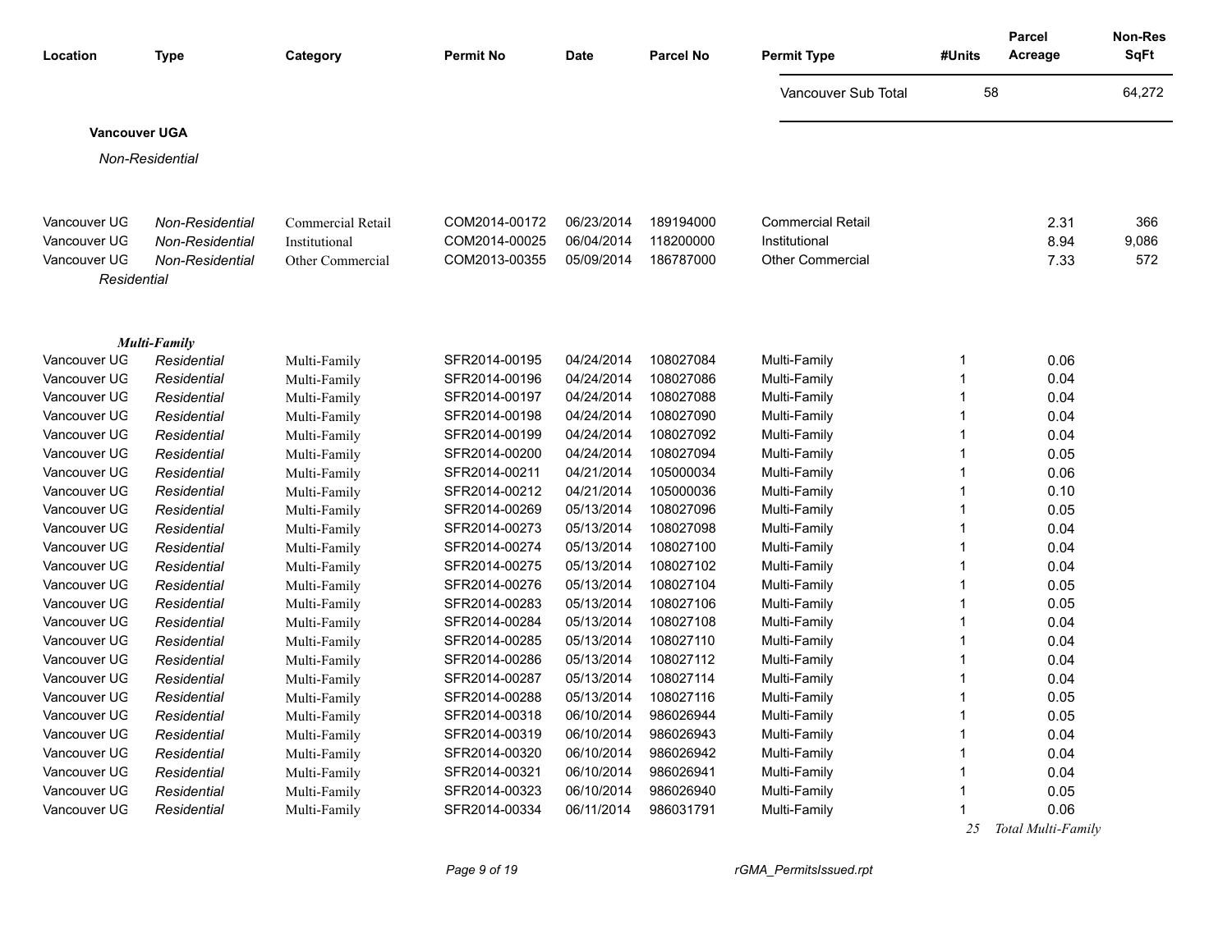| Location | Type | Category | Permit No | Date | Parcel No | Permit Type | #Units | Parcel Acreage | Non-Res SqFt |
|---|---|---|---|---|---|---|---|---|---|
| | | | | | | Vancouver Sub Total | 58 | | 64,272 |

**Vancouver UGA**

*Non-Residential*

| Location | Type | Category | Permit No | Date | Parcel No | Permit Type | #Units | Parcel Acreage | Non-Res SqFt |
|---|---|---|---|---|---|---|---|---|---|
| Vancouver UG | *Non-Residential* | Commercial Retail | COM2014-00172 | 06/23/2014 | 189194000 | Commercial Retail | | 2.31 | 366 |
| Vancouver UG | *Non-Residential* | Institutional | COM2014-00025 | 06/04/2014 | 118200000 | Institutional | | 8.94 | 9,086 |
| Vancouver UG | *Non-Residential* | Other Commercial | COM2013-00355 | 05/09/2014 | 186787000 | Other Commercial | | 7.33 | 572 |

*Residential*

***Multi-Family***

| Location | Type | Category | Permit No | Date | Parcel No | Permit Type | #Units | Parcel Acreage | Non-Res SqFt |
|---|---|---|---|---|---|---|---|---|---|
| Vancouver UG | *Residential* | Multi-Family | SFR2014-00195 | 04/24/2014 | 108027084 | Multi-Family | 1 | 0.06 | |
| Vancouver UG | *Residential* | Multi-Family | SFR2014-00196 | 04/24/2014 | 108027086 | Multi-Family | 1 | 0.04 | |
| Vancouver UG | *Residential* | Multi-Family | SFR2014-00197 | 04/24/2014 | 108027088 | Multi-Family | 1 | 0.04 | |
| Vancouver UG | *Residential* | Multi-Family | SFR2014-00198 | 04/24/2014 | 108027090 | Multi-Family | 1 | 0.04 | |
| Vancouver UG | *Residential* | Multi-Family | SFR2014-00199 | 04/24/2014 | 108027092 | Multi-Family | 1 | 0.04 | |
| Vancouver UG | *Residential* | Multi-Family | SFR2014-00200 | 04/24/2014 | 108027094 | Multi-Family | 1 | 0.05 | |
| Vancouver UG | *Residential* | Multi-Family | SFR2014-00211 | 04/21/2014 | 105000034 | Multi-Family | 1 | 0.06 | |
| Vancouver UG | *Residential* | Multi-Family | SFR2014-00212 | 04/21/2014 | 105000036 | Multi-Family | 1 | 0.10 | |
| Vancouver UG | *Residential* | Multi-Family | SFR2014-00269 | 05/13/2014 | 108027096 | Multi-Family | 1 | 0.05 | |
| Vancouver UG | *Residential* | Multi-Family | SFR2014-00273 | 05/13/2014 | 108027098 | Multi-Family | 1 | 0.04 | |
| Vancouver UG | *Residential* | Multi-Family | SFR2014-00274 | 05/13/2014 | 108027100 | Multi-Family | 1 | 0.04 | |
| Vancouver UG | *Residential* | Multi-Family | SFR2014-00275 | 05/13/2014 | 108027102 | Multi-Family | 1 | 0.04 | |
| Vancouver UG | *Residential* | Multi-Family | SFR2014-00276 | 05/13/2014 | 108027104 | Multi-Family | 1 | 0.05 | |
| Vancouver UG | *Residential* | Multi-Family | SFR2014-00283 | 05/13/2014 | 108027106 | Multi-Family | 1 | 0.05 | |
| Vancouver UG | *Residential* | Multi-Family | SFR2014-00284 | 05/13/2014 | 108027108 | Multi-Family | 1 | 0.04 | |
| Vancouver UG | *Residential* | Multi-Family | SFR2014-00285 | 05/13/2014 | 108027110 | Multi-Family | 1 | 0.04 | |
| Vancouver UG | *Residential* | Multi-Family | SFR2014-00286 | 05/13/2014 | 108027112 | Multi-Family | 1 | 0.04 | |
| Vancouver UG | *Residential* | Multi-Family | SFR2014-00287 | 05/13/2014 | 108027114 | Multi-Family | 1 | 0.04 | |
| Vancouver UG | *Residential* | Multi-Family | SFR2014-00288 | 05/13/2014 | 108027116 | Multi-Family | 1 | 0.05 | |
| Vancouver UG | *Residential* | Multi-Family | SFR2014-00318 | 06/10/2014 | 986026944 | Multi-Family | 1 | 0.05 | |
| Vancouver UG | *Residential* | Multi-Family | SFR2014-00319 | 06/10/2014 | 986026943 | Multi-Family | 1 | 0.04 | |
| Vancouver UG | *Residential* | Multi-Family | SFR2014-00320 | 06/10/2014 | 986026942 | Multi-Family | 1 | 0.04 | |
| Vancouver UG | *Residential* | Multi-Family | SFR2014-00321 | 06/10/2014 | 986026941 | Multi-Family | 1 | 0.04 | |
| Vancouver UG | *Residential* | Multi-Family | SFR2014-00323 | 06/10/2014 | 986026940 | Multi-Family | 1 | 0.05 | |
| Vancouver UG | *Residential* | Multi-Family | SFR2014-00334 | 06/11/2014 | 986031791 | Multi-Family | 1 | 0.06 | |
| | | | | | | | *25* | *Total Multi-Family* | |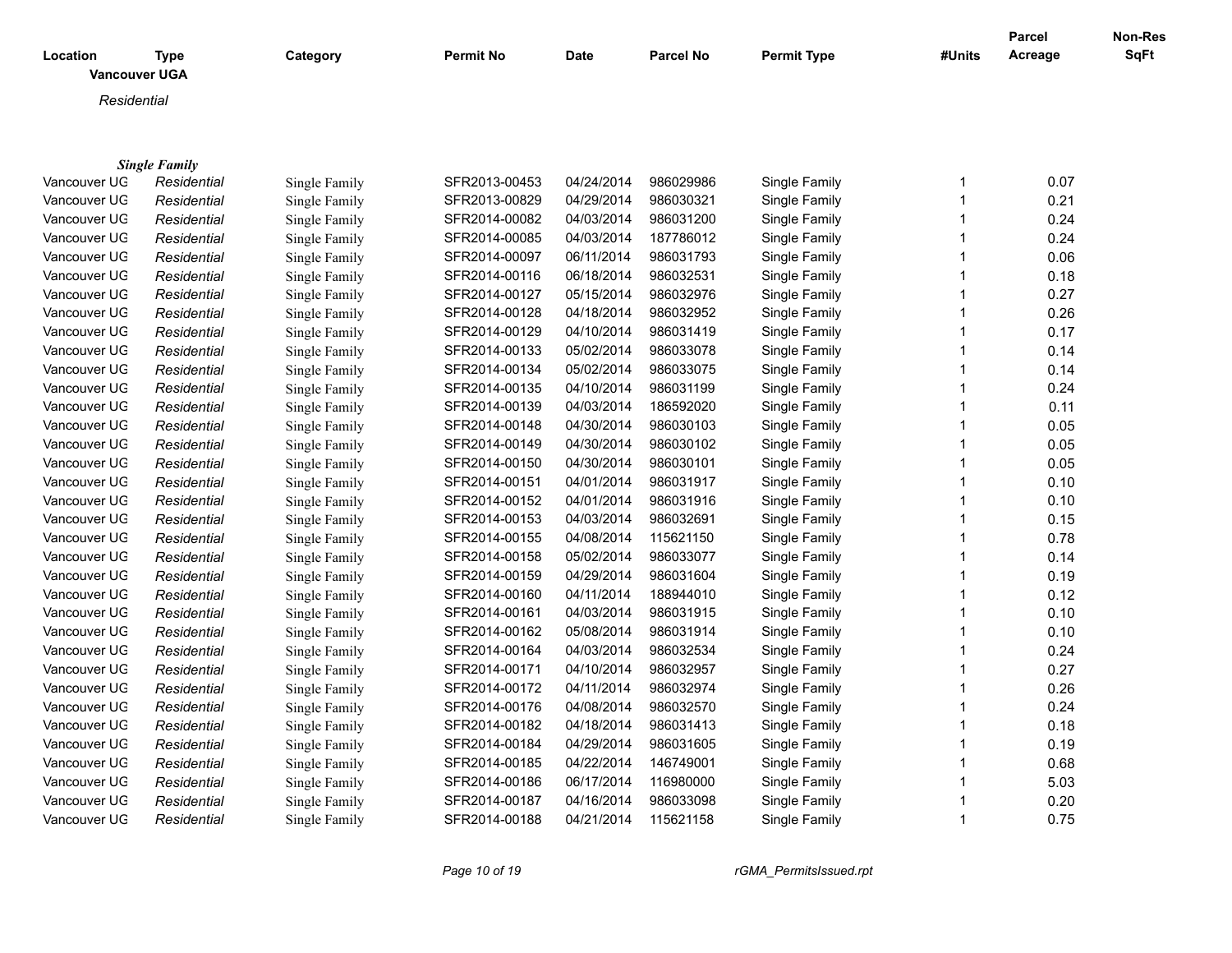| Location | Type | Category | Permit No | Date | Parcel No | Permit Type | #Units | Parcel Acreage | Non-Res SqFt |
|---|---|---|---|---|---|---|---|---|---|
| **Vancouver UGA** | | | | | | | | | |
| *Residential* | | | | | | | | | |
| ***Single Family*** | | | | | | | | | |
| Vancouver UG | *Residential* | Single Family | SFR2013-00453 | 04/24/2014 | 986029986 | Single Family | 1 | 0.07 | |
| Vancouver UG | *Residential* | Single Family | SFR2013-00829 | 04/29/2014 | 986030321 | Single Family | 1 | 0.21 | |
| Vancouver UG | *Residential* | Single Family | SFR2014-00082 | 04/03/2014 | 986031200 | Single Family | 1 | 0.24 | |
| Vancouver UG | *Residential* | Single Family | SFR2014-00085 | 04/03/2014 | 187786012 | Single Family | 1 | 0.24 | |
| Vancouver UG | *Residential* | Single Family | SFR2014-00097 | 06/11/2014 | 986031793 | Single Family | 1 | 0.06 | |
| Vancouver UG | *Residential* | Single Family | SFR2014-00116 | 06/18/2014 | 986032531 | Single Family | 1 | 0.18 | |
| Vancouver UG | *Residential* | Single Family | SFR2014-00127 | 05/15/2014 | 986032976 | Single Family | 1 | 0.27 | |
| Vancouver UG | *Residential* | Single Family | SFR2014-00128 | 04/18/2014 | 986032952 | Single Family | 1 | 0.26 | |
| Vancouver UG | *Residential* | Single Family | SFR2014-00129 | 04/10/2014 | 986031419 | Single Family | 1 | 0.17 | |
| Vancouver UG | *Residential* | Single Family | SFR2014-00133 | 05/02/2014 | 986033078 | Single Family | 1 | 0.14 | |
| Vancouver UG | *Residential* | Single Family | SFR2014-00134 | 05/02/2014 | 986033075 | Single Family | 1 | 0.14 | |
| Vancouver UG | *Residential* | Single Family | SFR2014-00135 | 04/10/2014 | 986031199 | Single Family | 1 | 0.24 | |
| Vancouver UG | *Residential* | Single Family | SFR2014-00139 | 04/03/2014 | 186592020 | Single Family | 1 | 0.11 | |
| Vancouver UG | *Residential* | Single Family | SFR2014-00148 | 04/30/2014 | 986030103 | Single Family | 1 | 0.05 | |
| Vancouver UG | *Residential* | Single Family | SFR2014-00149 | 04/30/2014 | 986030102 | Single Family | 1 | 0.05 | |
| Vancouver UG | *Residential* | Single Family | SFR2014-00150 | 04/30/2014 | 986030101 | Single Family | 1 | 0.05 | |
| Vancouver UG | *Residential* | Single Family | SFR2014-00151 | 04/01/2014 | 986031917 | Single Family | 1 | 0.10 | |
| Vancouver UG | *Residential* | Single Family | SFR2014-00152 | 04/01/2014 | 986031916 | Single Family | 1 | 0.10 | |
| Vancouver UG | *Residential* | Single Family | SFR2014-00153 | 04/03/2014 | 986032691 | Single Family | 1 | 0.15 | |
| Vancouver UG | *Residential* | Single Family | SFR2014-00155 | 04/08/2014 | 115621150 | Single Family | 1 | 0.78 | |
| Vancouver UG | *Residential* | Single Family | SFR2014-00158 | 05/02/2014 | 986033077 | Single Family | 1 | 0.14 | |
| Vancouver UG | *Residential* | Single Family | SFR2014-00159 | 04/29/2014 | 986031604 | Single Family | 1 | 0.19 | |
| Vancouver UG | *Residential* | Single Family | SFR2014-00160 | 04/11/2014 | 188944010 | Single Family | 1 | 0.12 | |
| Vancouver UG | *Residential* | Single Family | SFR2014-00161 | 04/03/2014 | 986031915 | Single Family | 1 | 0.10 | |
| Vancouver UG | *Residential* | Single Family | SFR2014-00162 | 05/08/2014 | 986031914 | Single Family | 1 | 0.10 | |
| Vancouver UG | *Residential* | Single Family | SFR2014-00164 | 04/03/2014 | 986032534 | Single Family | 1 | 0.24 | |
| Vancouver UG | *Residential* | Single Family | SFR2014-00171 | 04/10/2014 | 986032957 | Single Family | 1 | 0.27 | |
| Vancouver UG | *Residential* | Single Family | SFR2014-00172 | 04/11/2014 | 986032974 | Single Family | 1 | 0.26 | |
| Vancouver UG | *Residential* | Single Family | SFR2014-00176 | 04/08/2014 | 986032570 | Single Family | 1 | 0.24 | |
| Vancouver UG | *Residential* | Single Family | SFR2014-00182 | 04/18/2014 | 986031413 | Single Family | 1 | 0.18 | |
| Vancouver UG | *Residential* | Single Family | SFR2014-00184 | 04/29/2014 | 986031605 | Single Family | 1 | 0.19 | |
| Vancouver UG | *Residential* | Single Family | SFR2014-00185 | 04/22/2014 | 146749001 | Single Family | 1 | 0.68 | |
| Vancouver UG | *Residential* | Single Family | SFR2014-00186 | 06/17/2014 | 116980000 | Single Family | 1 | 5.03 | |
| Vancouver UG | *Residential* | Single Family | SFR2014-00187 | 04/16/2014 | 986033098 | Single Family | 1 | 0.20 | |
| Vancouver UG | *Residential* | Single Family | SFR2014-00188 | 04/21/2014 | 115621158 | Single Family | 1 | 0.75 | |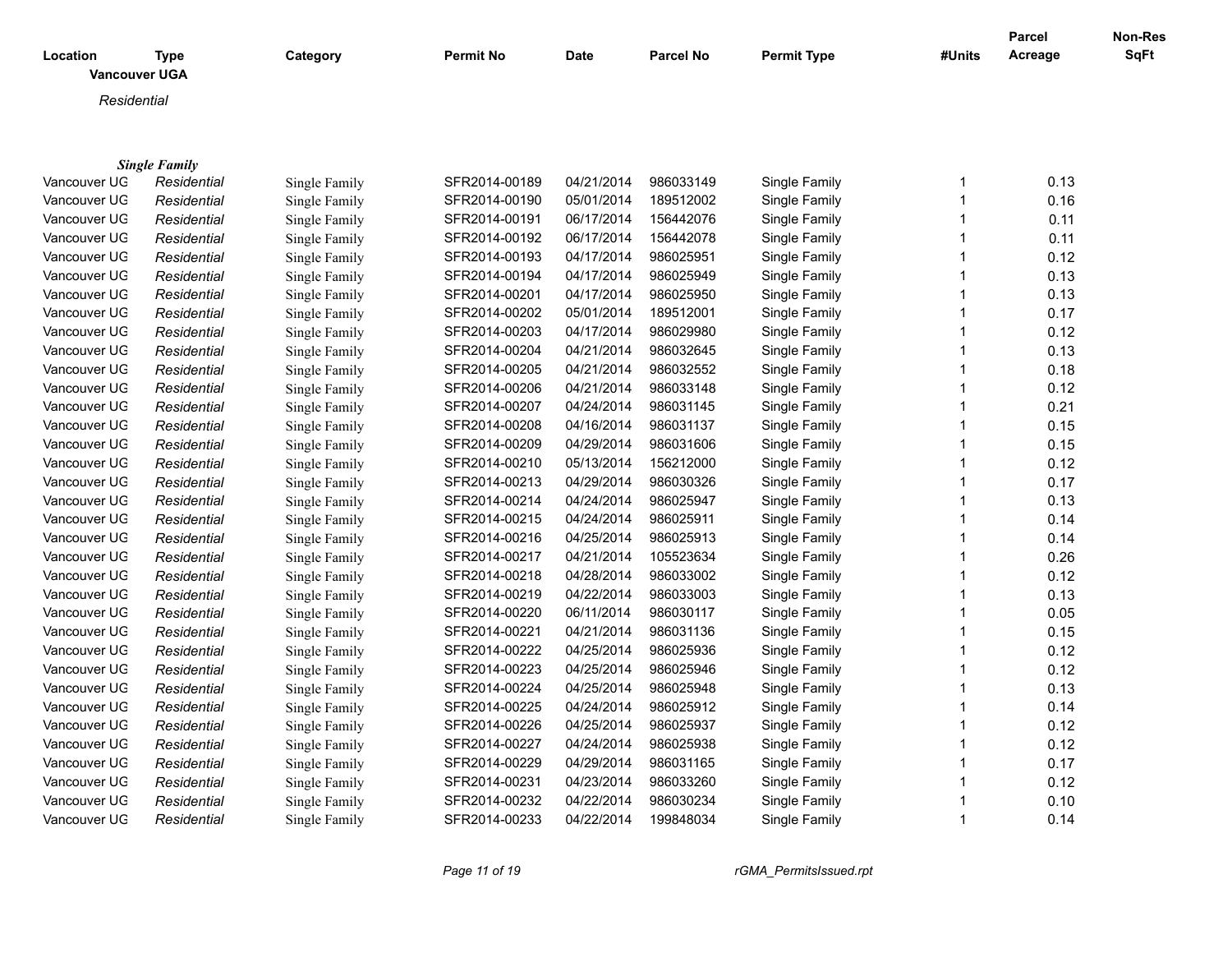| Location | Type | Category | Permit No | Date | Parcel No | Permit Type | #Units | Parcel Acreage | Non-Res SqFt |
|---|---|---|---|---|---|---|---|---|---|

**Vancouver UGA**

*Residential*

***Single Family***

| Location | Type | Category | Permit No | Date | Parcel No | Permit Type | #Units | Parcel Acreage | Non-Res SqFt |
|---|---|---|---|---|---|---|---|---|---|
| Vancouver UG | *Residential* | Single Family | SFR2014-00189 | 04/21/2014 | 986033149 | Single Family | 1 | 0.13 | |
| Vancouver UG | *Residential* | Single Family | SFR2014-00190 | 05/01/2014 | 189512002 | Single Family | 1 | 0.16 | |
| Vancouver UG | *Residential* | Single Family | SFR2014-00191 | 06/17/2014 | 156442076 | Single Family | 1 | 0.11 | |
| Vancouver UG | *Residential* | Single Family | SFR2014-00192 | 06/17/2014 | 156442078 | Single Family | 1 | 0.11 | |
| Vancouver UG | *Residential* | Single Family | SFR2014-00193 | 04/17/2014 | 986025951 | Single Family | 1 | 0.12 | |
| Vancouver UG | *Residential* | Single Family | SFR2014-00194 | 04/17/2014 | 986025949 | Single Family | 1 | 0.13 | |
| Vancouver UG | *Residential* | Single Family | SFR2014-00201 | 04/17/2014 | 986025950 | Single Family | 1 | 0.13 | |
| Vancouver UG | *Residential* | Single Family | SFR2014-00202 | 05/01/2014 | 189512001 | Single Family | 1 | 0.17 | |
| Vancouver UG | *Residential* | Single Family | SFR2014-00203 | 04/17/2014 | 986029980 | Single Family | 1 | 0.12 | |
| Vancouver UG | *Residential* | Single Family | SFR2014-00204 | 04/21/2014 | 986032645 | Single Family | 1 | 0.13 | |
| Vancouver UG | *Residential* | Single Family | SFR2014-00205 | 04/21/2014 | 986032552 | Single Family | 1 | 0.18 | |
| Vancouver UG | *Residential* | Single Family | SFR2014-00206 | 04/21/2014 | 986033148 | Single Family | 1 | 0.12 | |
| Vancouver UG | *Residential* | Single Family | SFR2014-00207 | 04/24/2014 | 986031145 | Single Family | 1 | 0.21 | |
| Vancouver UG | *Residential* | Single Family | SFR2014-00208 | 04/16/2014 | 986031137 | Single Family | 1 | 0.15 | |
| Vancouver UG | *Residential* | Single Family | SFR2014-00209 | 04/29/2014 | 986031606 | Single Family | 1 | 0.15 | |
| Vancouver UG | *Residential* | Single Family | SFR2014-00210 | 05/13/2014 | 156212000 | Single Family | 1 | 0.12 | |
| Vancouver UG | *Residential* | Single Family | SFR2014-00213 | 04/29/2014 | 986030326 | Single Family | 1 | 0.17 | |
| Vancouver UG | *Residential* | Single Family | SFR2014-00214 | 04/24/2014 | 986025947 | Single Family | 1 | 0.13 | |
| Vancouver UG | *Residential* | Single Family | SFR2014-00215 | 04/24/2014 | 986025911 | Single Family | 1 | 0.14 | |
| Vancouver UG | *Residential* | Single Family | SFR2014-00216 | 04/25/2014 | 986025913 | Single Family | 1 | 0.14 | |
| Vancouver UG | *Residential* | Single Family | SFR2014-00217 | 04/21/2014 | 105523634 | Single Family | 1 | 0.26 | |
| Vancouver UG | *Residential* | Single Family | SFR2014-00218 | 04/28/2014 | 986033002 | Single Family | 1 | 0.12 | |
| Vancouver UG | *Residential* | Single Family | SFR2014-00219 | 04/22/2014 | 986033003 | Single Family | 1 | 0.13 | |
| Vancouver UG | *Residential* | Single Family | SFR2014-00220 | 06/11/2014 | 986030117 | Single Family | 1 | 0.05 | |
| Vancouver UG | *Residential* | Single Family | SFR2014-00221 | 04/21/2014 | 986031136 | Single Family | 1 | 0.15 | |
| Vancouver UG | *Residential* | Single Family | SFR2014-00222 | 04/25/2014 | 986025936 | Single Family | 1 | 0.12 | |
| Vancouver UG | *Residential* | Single Family | SFR2014-00223 | 04/25/2014 | 986025946 | Single Family | 1 | 0.12 | |
| Vancouver UG | *Residential* | Single Family | SFR2014-00224 | 04/25/2014 | 986025948 | Single Family | 1 | 0.13 | |
| Vancouver UG | *Residential* | Single Family | SFR2014-00225 | 04/24/2014 | 986025912 | Single Family | 1 | 0.14 | |
| Vancouver UG | *Residential* | Single Family | SFR2014-00226 | 04/25/2014 | 986025937 | Single Family | 1 | 0.12 | |
| Vancouver UG | *Residential* | Single Family | SFR2014-00227 | 04/24/2014 | 986025938 | Single Family | 1 | 0.12 | |
| Vancouver UG | *Residential* | Single Family | SFR2014-00229 | 04/29/2014 | 986031165 | Single Family | 1 | 0.17 | |
| Vancouver UG | *Residential* | Single Family | SFR2014-00231 | 04/23/2014 | 986033260 | Single Family | 1 | 0.12 | |
| Vancouver UG | *Residential* | Single Family | SFR2014-00232 | 04/22/2014 | 986030234 | Single Family | 1 | 0.10 | |
| Vancouver UG | *Residential* | Single Family | SFR2014-00233 | 04/22/2014 | 199848034 | Single Family | 1 | 0.14 | |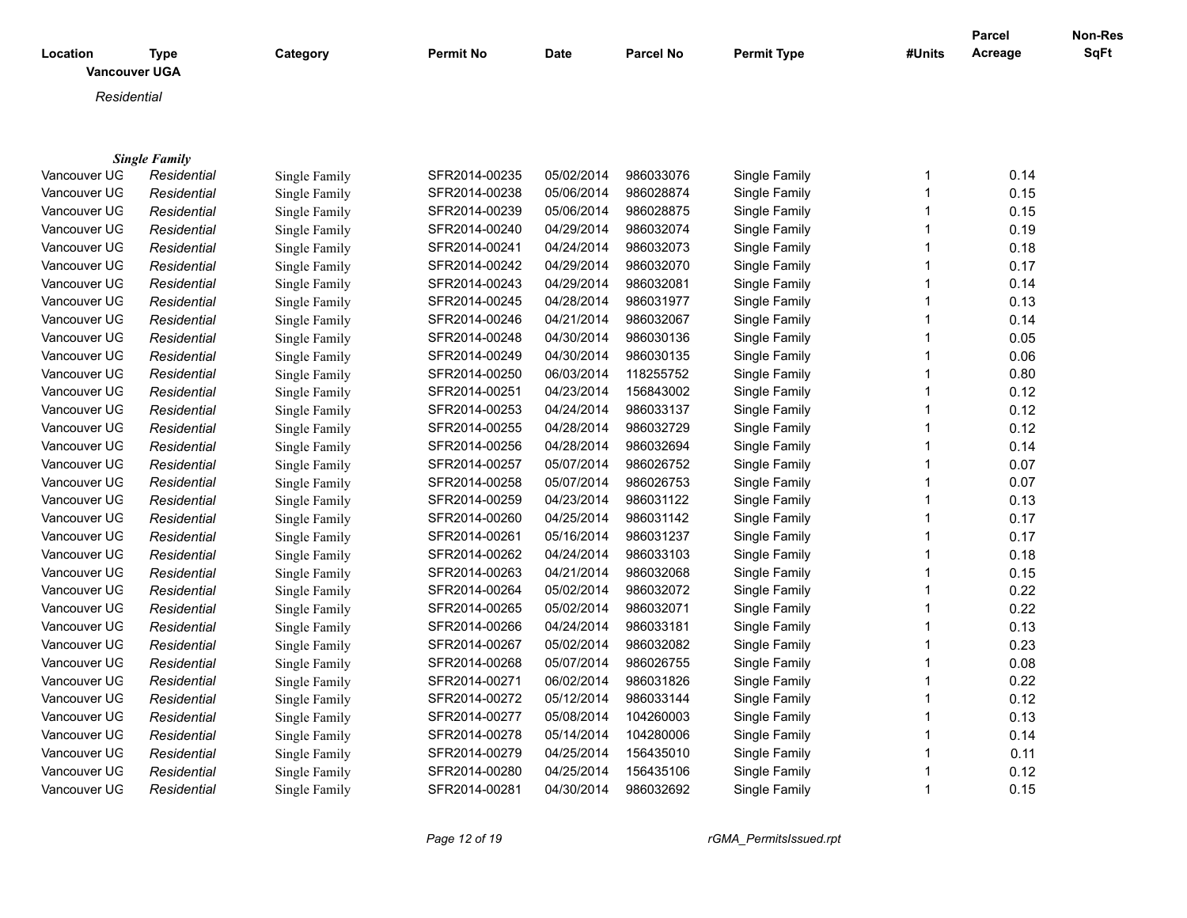| Location | Type | Category | Permit No | Date | Parcel No | Permit Type | #Units | Parcel Acreage | Non-Res SqFt |
|---|---|---|---|---|---|---|---|---|---|

**Vancouver UGA**

*Residential*

***Single Family***

| Location | Type | Category | Permit No | Date | Parcel No | Permit Type | #Units | Parcel Acreage | Non-Res SqFt |
|---|---|---|---|---|---|---|---|---|---|
| Vancouver UG | *Residential* | Single Family | SFR2014-00235 | 05/02/2014 | 986033076 | Single Family | 1 | 0.14 | |
| Vancouver UG | *Residential* | Single Family | SFR2014-00238 | 05/06/2014 | 986028874 | Single Family | 1 | 0.15 | |
| Vancouver UG | *Residential* | Single Family | SFR2014-00239 | 05/06/2014 | 986028875 | Single Family | 1 | 0.15 | |
| Vancouver UG | *Residential* | Single Family | SFR2014-00240 | 04/29/2014 | 986032074 | Single Family | 1 | 0.19 | |
| Vancouver UG | *Residential* | Single Family | SFR2014-00241 | 04/24/2014 | 986032073 | Single Family | 1 | 0.18 | |
| Vancouver UG | *Residential* | Single Family | SFR2014-00242 | 04/29/2014 | 986032070 | Single Family | 1 | 0.17 | |
| Vancouver UG | *Residential* | Single Family | SFR2014-00243 | 04/29/2014 | 986032081 | Single Family | 1 | 0.14 | |
| Vancouver UG | *Residential* | Single Family | SFR2014-00245 | 04/28/2014 | 986031977 | Single Family | 1 | 0.13 | |
| Vancouver UG | *Residential* | Single Family | SFR2014-00246 | 04/21/2014 | 986032067 | Single Family | 1 | 0.14 | |
| Vancouver UG | *Residential* | Single Family | SFR2014-00248 | 04/30/2014 | 986030136 | Single Family | 1 | 0.05 | |
| Vancouver UG | *Residential* | Single Family | SFR2014-00249 | 04/30/2014 | 986030135 | Single Family | 1 | 0.06 | |
| Vancouver UG | *Residential* | Single Family | SFR2014-00250 | 06/03/2014 | 118255752 | Single Family | 1 | 0.80 | |
| Vancouver UG | *Residential* | Single Family | SFR2014-00251 | 04/23/2014 | 156843002 | Single Family | 1 | 0.12 | |
| Vancouver UG | *Residential* | Single Family | SFR2014-00253 | 04/24/2014 | 986033137 | Single Family | 1 | 0.12 | |
| Vancouver UG | *Residential* | Single Family | SFR2014-00255 | 04/28/2014 | 986032729 | Single Family | 1 | 0.12 | |
| Vancouver UG | *Residential* | Single Family | SFR2014-00256 | 04/28/2014 | 986032694 | Single Family | 1 | 0.14 | |
| Vancouver UG | *Residential* | Single Family | SFR2014-00257 | 05/07/2014 | 986026752 | Single Family | 1 | 0.07 | |
| Vancouver UG | *Residential* | Single Family | SFR2014-00258 | 05/07/2014 | 986026753 | Single Family | 1 | 0.07 | |
| Vancouver UG | *Residential* | Single Family | SFR2014-00259 | 04/23/2014 | 986031122 | Single Family | 1 | 0.13 | |
| Vancouver UG | *Residential* | Single Family | SFR2014-00260 | 04/25/2014 | 986031142 | Single Family | 1 | 0.17 | |
| Vancouver UG | *Residential* | Single Family | SFR2014-00261 | 05/16/2014 | 986031237 | Single Family | 1 | 0.17 | |
| Vancouver UG | *Residential* | Single Family | SFR2014-00262 | 04/24/2014 | 986033103 | Single Family | 1 | 0.18 | |
| Vancouver UG | *Residential* | Single Family | SFR2014-00263 | 04/21/2014 | 986032068 | Single Family | 1 | 0.15 | |
| Vancouver UG | *Residential* | Single Family | SFR2014-00264 | 05/02/2014 | 986032072 | Single Family | 1 | 0.22 | |
| Vancouver UG | *Residential* | Single Family | SFR2014-00265 | 05/02/2014 | 986032071 | Single Family | 1 | 0.22 | |
| Vancouver UG | *Residential* | Single Family | SFR2014-00266 | 04/24/2014 | 986033181 | Single Family | 1 | 0.13 | |
| Vancouver UG | *Residential* | Single Family | SFR2014-00267 | 05/02/2014 | 986032082 | Single Family | 1 | 0.23 | |
| Vancouver UG | *Residential* | Single Family | SFR2014-00268 | 05/07/2014 | 986026755 | Single Family | 1 | 0.08 | |
| Vancouver UG | *Residential* | Single Family | SFR2014-00271 | 06/02/2014 | 986031826 | Single Family | 1 | 0.22 | |
| Vancouver UG | *Residential* | Single Family | SFR2014-00272 | 05/12/2014 | 986033144 | Single Family | 1 | 0.12 | |
| Vancouver UG | *Residential* | Single Family | SFR2014-00277 | 05/08/2014 | 104260003 | Single Family | 1 | 0.13 | |
| Vancouver UG | *Residential* | Single Family | SFR2014-00278 | 05/14/2014 | 104280006 | Single Family | 1 | 0.14 | |
| Vancouver UG | *Residential* | Single Family | SFR2014-00279 | 04/25/2014 | 156435010 | Single Family | 1 | 0.11 | |
| Vancouver UG | *Residential* | Single Family | SFR2014-00280 | 04/25/2014 | 156435106 | Single Family | 1 | 0.12 | |
| Vancouver UG | *Residential* | Single Family | SFR2014-00281 | 04/30/2014 | 986032692 | Single Family | 1 | 0.15 | |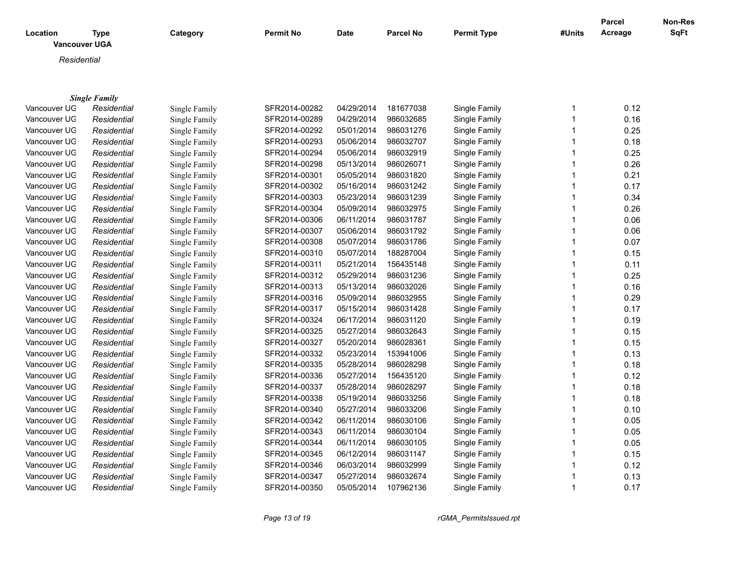| Location | Type | Category | Permit No | Date | Parcel No | Permit Type | #Units | Parcel Acreage | Non-Res SqFt |
|---|---|---|---|---|---|---|---|---|---|
| **Vancouver UGA** | | | | | | | | | |
| *Residential* | | | | | | | | | |
| ***Single Family*** | | | | | | | | | |
| Vancouver UG | *Residential* | Single Family | SFR2014-00282 | 04/29/2014 | 181677038 | Single Family | 1 | 0.12 | |
| Vancouver UG | *Residential* | Single Family | SFR2014-00289 | 04/29/2014 | 986032685 | Single Family | 1 | 0.16 | |
| Vancouver UG | *Residential* | Single Family | SFR2014-00292 | 05/01/2014 | 986031276 | Single Family | 1 | 0.25 | |
| Vancouver UG | *Residential* | Single Family | SFR2014-00293 | 05/06/2014 | 986032707 | Single Family | 1 | 0.18 | |
| Vancouver UG | *Residential* | Single Family | SFR2014-00294 | 05/06/2014 | 986032919 | Single Family | 1 | 0.25 | |
| Vancouver UG | *Residential* | Single Family | SFR2014-00298 | 05/13/2014 | 986026071 | Single Family | 1 | 0.26 | |
| Vancouver UG | *Residential* | Single Family | SFR2014-00301 | 05/05/2014 | 986031820 | Single Family | 1 | 0.21 | |
| Vancouver UG | *Residential* | Single Family | SFR2014-00302 | 05/16/2014 | 986031242 | Single Family | 1 | 0.17 | |
| Vancouver UG | *Residential* | Single Family | SFR2014-00303 | 05/23/2014 | 986031239 | Single Family | 1 | 0.34 | |
| Vancouver UG | *Residential* | Single Family | SFR2014-00304 | 05/09/2014 | 986032975 | Single Family | 1 | 0.26 | |
| Vancouver UG | *Residential* | Single Family | SFR2014-00306 | 06/11/2014 | 986031787 | Single Family | 1 | 0.06 | |
| Vancouver UG | *Residential* | Single Family | SFR2014-00307 | 05/06/2014 | 986031792 | Single Family | 1 | 0.06 | |
| Vancouver UG | *Residential* | Single Family | SFR2014-00308 | 05/07/2014 | 986031786 | Single Family | 1 | 0.07 | |
| Vancouver UG | *Residential* | Single Family | SFR2014-00310 | 05/07/2014 | 188287004 | Single Family | 1 | 0.15 | |
| Vancouver UG | *Residential* | Single Family | SFR2014-00311 | 05/21/2014 | 156435148 | Single Family | 1 | 0.11 | |
| Vancouver UG | *Residential* | Single Family | SFR2014-00312 | 05/29/2014 | 986031236 | Single Family | 1 | 0.25 | |
| Vancouver UG | *Residential* | Single Family | SFR2014-00313 | 05/13/2014 | 986032026 | Single Family | 1 | 0.16 | |
| Vancouver UG | *Residential* | Single Family | SFR2014-00316 | 05/09/2014 | 986032955 | Single Family | 1 | 0.29 | |
| Vancouver UG | *Residential* | Single Family | SFR2014-00317 | 05/15/2014 | 986031428 | Single Family | 1 | 0.17 | |
| Vancouver UG | *Residential* | Single Family | SFR2014-00324 | 06/17/2014 | 986031120 | Single Family | 1 | 0.19 | |
| Vancouver UG | *Residential* | Single Family | SFR2014-00325 | 05/27/2014 | 986032643 | Single Family | 1 | 0.15 | |
| Vancouver UG | *Residential* | Single Family | SFR2014-00327 | 05/20/2014 | 986028361 | Single Family | 1 | 0.15 | |
| Vancouver UG | *Residential* | Single Family | SFR2014-00332 | 05/23/2014 | 153941006 | Single Family | 1 | 0.13 | |
| Vancouver UG | *Residential* | Single Family | SFR2014-00335 | 05/28/2014 | 986028298 | Single Family | 1 | 0.18 | |
| Vancouver UG | *Residential* | Single Family | SFR2014-00336 | 05/27/2014 | 156435120 | Single Family | 1 | 0.12 | |
| Vancouver UG | *Residential* | Single Family | SFR2014-00337 | 05/28/2014 | 986028297 | Single Family | 1 | 0.18 | |
| Vancouver UG | *Residential* | Single Family | SFR2014-00338 | 05/19/2014 | 986033256 | Single Family | 1 | 0.18 | |
| Vancouver UG | *Residential* | Single Family | SFR2014-00340 | 05/27/2014 | 986033206 | Single Family | 1 | 0.10 | |
| Vancouver UG | *Residential* | Single Family | SFR2014-00342 | 06/11/2014 | 986030106 | Single Family | 1 | 0.05 | |
| Vancouver UG | *Residential* | Single Family | SFR2014-00343 | 06/11/2014 | 986030104 | Single Family | 1 | 0.05 | |
| Vancouver UG | *Residential* | Single Family | SFR2014-00344 | 06/11/2014 | 986030105 | Single Family | 1 | 0.05 | |
| Vancouver UG | *Residential* | Single Family | SFR2014-00345 | 06/12/2014 | 986031147 | Single Family | 1 | 0.15 | |
| Vancouver UG | *Residential* | Single Family | SFR2014-00346 | 06/03/2014 | 986032999 | Single Family | 1 | 0.12 | |
| Vancouver UG | *Residential* | Single Family | SFR2014-00347 | 05/27/2014 | 986032674 | Single Family | 1 | 0.13 | |
| Vancouver UG | *Residential* | Single Family | SFR2014-00350 | 05/05/2014 | 107962136 | Single Family | 1 | 0.17 | |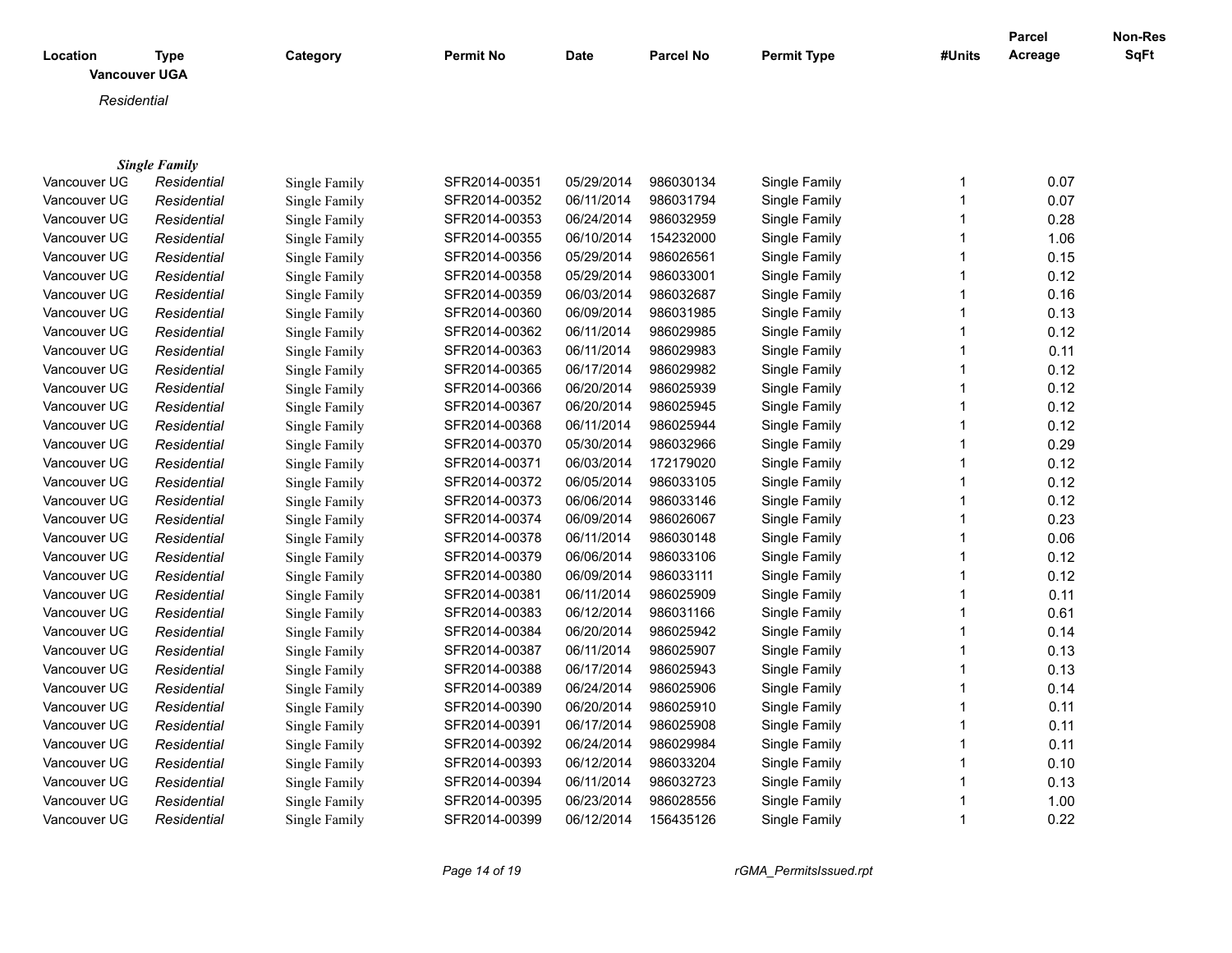| Location | Type | Category | Permit No | Date | Parcel No | Permit Type | #Units | Parcel Acreage | Non-Res SqFt |
|---|---|---|---|---|---|---|---|---|---|

**Vancouver UGA**

*Residential*

***Single Family***

| Location | Type | Category | Permit No | Date | Parcel No | Permit Type | #Units | Parcel Acreage | Non-Res SqFt |
|---|---|---|---|---|---|---|---|---|---|
| Vancouver UG | *Residential* | Single Family | SFR2014-00351 | 05/29/2014 | 986030134 | Single Family | 1 | 0.07 | |
| Vancouver UG | *Residential* | Single Family | SFR2014-00352 | 06/11/2014 | 986031794 | Single Family | 1 | 0.07 | |
| Vancouver UG | *Residential* | Single Family | SFR2014-00353 | 06/24/2014 | 986032959 | Single Family | 1 | 0.28 | |
| Vancouver UG | *Residential* | Single Family | SFR2014-00355 | 06/10/2014 | 154232000 | Single Family | 1 | 1.06 | |
| Vancouver UG | *Residential* | Single Family | SFR2014-00356 | 05/29/2014 | 986026561 | Single Family | 1 | 0.15 | |
| Vancouver UG | *Residential* | Single Family | SFR2014-00358 | 05/29/2014 | 986033001 | Single Family | 1 | 0.12 | |
| Vancouver UG | *Residential* | Single Family | SFR2014-00359 | 06/03/2014 | 986032687 | Single Family | 1 | 0.16 | |
| Vancouver UG | *Residential* | Single Family | SFR2014-00360 | 06/09/2014 | 986031985 | Single Family | 1 | 0.13 | |
| Vancouver UG | *Residential* | Single Family | SFR2014-00362 | 06/11/2014 | 986029985 | Single Family | 1 | 0.12 | |
| Vancouver UG | *Residential* | Single Family | SFR2014-00363 | 06/11/2014 | 986029983 | Single Family | 1 | 0.11 | |
| Vancouver UG | *Residential* | Single Family | SFR2014-00365 | 06/17/2014 | 986029982 | Single Family | 1 | 0.12 | |
| Vancouver UG | *Residential* | Single Family | SFR2014-00366 | 06/20/2014 | 986025939 | Single Family | 1 | 0.12 | |
| Vancouver UG | *Residential* | Single Family | SFR2014-00367 | 06/20/2014 | 986025945 | Single Family | 1 | 0.12 | |
| Vancouver UG | *Residential* | Single Family | SFR2014-00368 | 06/11/2014 | 986025944 | Single Family | 1 | 0.12 | |
| Vancouver UG | *Residential* | Single Family | SFR2014-00370 | 05/30/2014 | 986032966 | Single Family | 1 | 0.29 | |
| Vancouver UG | *Residential* | Single Family | SFR2014-00371 | 06/03/2014 | 172179020 | Single Family | 1 | 0.12 | |
| Vancouver UG | *Residential* | Single Family | SFR2014-00372 | 06/05/2014 | 986033105 | Single Family | 1 | 0.12 | |
| Vancouver UG | *Residential* | Single Family | SFR2014-00373 | 06/06/2014 | 986033146 | Single Family | 1 | 0.12 | |
| Vancouver UG | *Residential* | Single Family | SFR2014-00374 | 06/09/2014 | 986026067 | Single Family | 1 | 0.23 | |
| Vancouver UG | *Residential* | Single Family | SFR2014-00378 | 06/11/2014 | 986030148 | Single Family | 1 | 0.06 | |
| Vancouver UG | *Residential* | Single Family | SFR2014-00379 | 06/06/2014 | 986033106 | Single Family | 1 | 0.12 | |
| Vancouver UG | *Residential* | Single Family | SFR2014-00380 | 06/09/2014 | 986033111 | Single Family | 1 | 0.12 | |
| Vancouver UG | *Residential* | Single Family | SFR2014-00381 | 06/11/2014 | 986025909 | Single Family | 1 | 0.11 | |
| Vancouver UG | *Residential* | Single Family | SFR2014-00383 | 06/12/2014 | 986031166 | Single Family | 1 | 0.61 | |
| Vancouver UG | *Residential* | Single Family | SFR2014-00384 | 06/20/2014 | 986025942 | Single Family | 1 | 0.14 | |
| Vancouver UG | *Residential* | Single Family | SFR2014-00387 | 06/11/2014 | 986025907 | Single Family | 1 | 0.13 | |
| Vancouver UG | *Residential* | Single Family | SFR2014-00388 | 06/17/2014 | 986025943 | Single Family | 1 | 0.13 | |
| Vancouver UG | *Residential* | Single Family | SFR2014-00389 | 06/24/2014 | 986025906 | Single Family | 1 | 0.14 | |
| Vancouver UG | *Residential* | Single Family | SFR2014-00390 | 06/20/2014 | 986025910 | Single Family | 1 | 0.11 | |
| Vancouver UG | *Residential* | Single Family | SFR2014-00391 | 06/17/2014 | 986025908 | Single Family | 1 | 0.11 | |
| Vancouver UG | *Residential* | Single Family | SFR2014-00392 | 06/24/2014 | 986029984 | Single Family | 1 | 0.11 | |
| Vancouver UG | *Residential* | Single Family | SFR2014-00393 | 06/12/2014 | 986033204 | Single Family | 1 | 0.10 | |
| Vancouver UG | *Residential* | Single Family | SFR2014-00394 | 06/11/2014 | 986032723 | Single Family | 1 | 0.13 | |
| Vancouver UG | *Residential* | Single Family | SFR2014-00395 | 06/23/2014 | 986028556 | Single Family | 1 | 1.00 | |
| Vancouver UG | *Residential* | Single Family | SFR2014-00399 | 06/12/2014 | 156435126 | Single Family | 1 | 0.22 | |

rGMA_PermitsIssued.rpt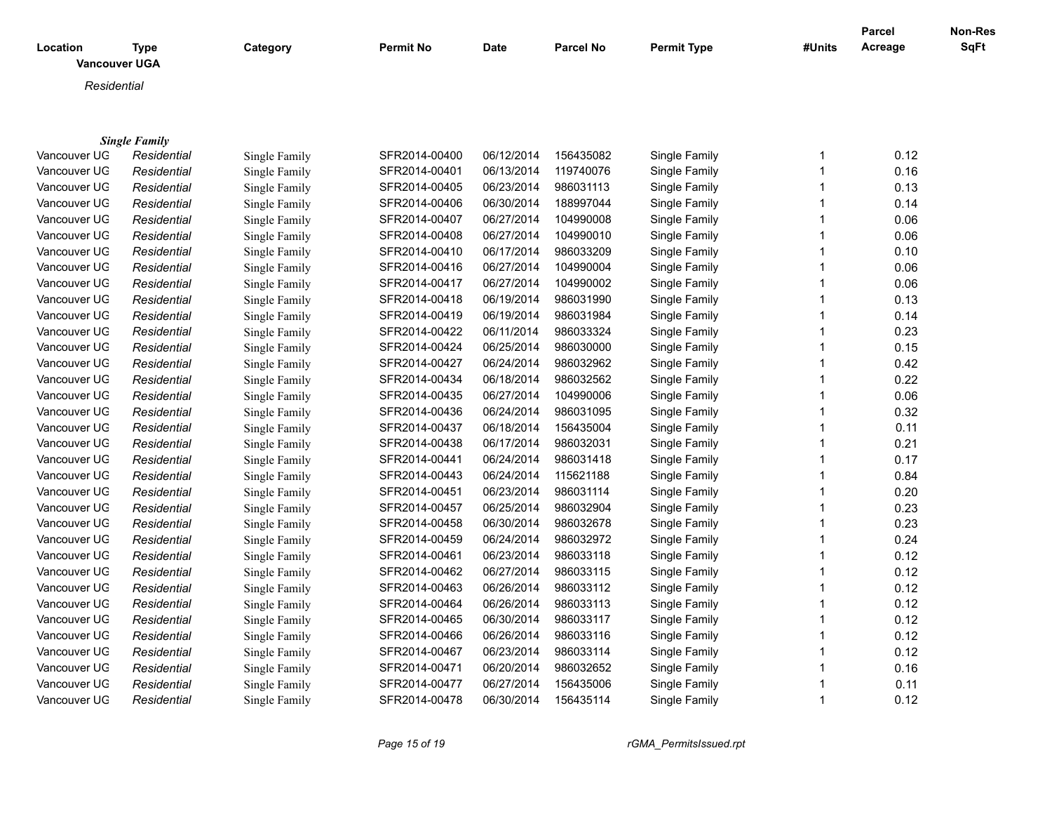| Location | Type | Category | Permit No | Date | Parcel No | Permit Type | #Units | Parcel Acreage | Non-Res SqFt |
|---|---|---|---|---|---|---|---|---|---|
| **Vancouver UGA** | | | | | | | | | |
| *Residential* | | | | | | | | | |
| ***Single Family*** | | | | | | | | | |
| Vancouver UG | *Residential* | Single Family | SFR2014-00400 | 06/12/2014 | 156435082 | Single Family | 1 | 0.12 | |
| Vancouver UG | *Residential* | Single Family | SFR2014-00401 | 06/13/2014 | 119740076 | Single Family | 1 | 0.16 | |
| Vancouver UG | *Residential* | Single Family | SFR2014-00405 | 06/23/2014 | 986031113 | Single Family | 1 | 0.13 | |
| Vancouver UG | *Residential* | Single Family | SFR2014-00406 | 06/30/2014 | 188997044 | Single Family | 1 | 0.14 | |
| Vancouver UG | *Residential* | Single Family | SFR2014-00407 | 06/27/2014 | 104990008 | Single Family | 1 | 0.06 | |
| Vancouver UG | *Residential* | Single Family | SFR2014-00408 | 06/27/2014 | 104990010 | Single Family | 1 | 0.06 | |
| Vancouver UG | *Residential* | Single Family | SFR2014-00410 | 06/17/2014 | 986033209 | Single Family | 1 | 0.10 | |
| Vancouver UG | *Residential* | Single Family | SFR2014-00416 | 06/27/2014 | 104990004 | Single Family | 1 | 0.06 | |
| Vancouver UG | *Residential* | Single Family | SFR2014-00417 | 06/27/2014 | 104990002 | Single Family | 1 | 0.06 | |
| Vancouver UG | *Residential* | Single Family | SFR2014-00418 | 06/19/2014 | 986031990 | Single Family | 1 | 0.13 | |
| Vancouver UG | *Residential* | Single Family | SFR2014-00419 | 06/19/2014 | 986031984 | Single Family | 1 | 0.14 | |
| Vancouver UG | *Residential* | Single Family | SFR2014-00422 | 06/11/2014 | 986033324 | Single Family | 1 | 0.23 | |
| Vancouver UG | *Residential* | Single Family | SFR2014-00424 | 06/25/2014 | 986030000 | Single Family | 1 | 0.15 | |
| Vancouver UG | *Residential* | Single Family | SFR2014-00427 | 06/24/2014 | 986032962 | Single Family | 1 | 0.42 | |
| Vancouver UG | *Residential* | Single Family | SFR2014-00434 | 06/18/2014 | 986032562 | Single Family | 1 | 0.22 | |
| Vancouver UG | *Residential* | Single Family | SFR2014-00435 | 06/27/2014 | 104990006 | Single Family | 1 | 0.06 | |
| Vancouver UG | *Residential* | Single Family | SFR2014-00436 | 06/24/2014 | 986031095 | Single Family | 1 | 0.32 | |
| Vancouver UG | *Residential* | Single Family | SFR2014-00437 | 06/18/2014 | 156435004 | Single Family | 1 | 0.11 | |
| Vancouver UG | *Residential* | Single Family | SFR2014-00438 | 06/17/2014 | 986032031 | Single Family | 1 | 0.21 | |
| Vancouver UG | *Residential* | Single Family | SFR2014-00441 | 06/24/2014 | 986031418 | Single Family | 1 | 0.17 | |
| Vancouver UG | *Residential* | Single Family | SFR2014-00443 | 06/24/2014 | 115621188 | Single Family | 1 | 0.84 | |
| Vancouver UG | *Residential* | Single Family | SFR2014-00451 | 06/23/2014 | 986031114 | Single Family | 1 | 0.20 | |
| Vancouver UG | *Residential* | Single Family | SFR2014-00457 | 06/25/2014 | 986032904 | Single Family | 1 | 0.23 | |
| Vancouver UG | *Residential* | Single Family | SFR2014-00458 | 06/30/2014 | 986032678 | Single Family | 1 | 0.23 | |
| Vancouver UG | *Residential* | Single Family | SFR2014-00459 | 06/24/2014 | 986032972 | Single Family | 1 | 0.24 | |
| Vancouver UG | *Residential* | Single Family | SFR2014-00461 | 06/23/2014 | 986033118 | Single Family | 1 | 0.12 | |
| Vancouver UG | *Residential* | Single Family | SFR2014-00462 | 06/27/2014 | 986033115 | Single Family | 1 | 0.12 | |
| Vancouver UG | *Residential* | Single Family | SFR2014-00463 | 06/26/2014 | 986033112 | Single Family | 1 | 0.12 | |
| Vancouver UG | *Residential* | Single Family | SFR2014-00464 | 06/26/2014 | 986033113 | Single Family | 1 | 0.12 | |
| Vancouver UG | *Residential* | Single Family | SFR2014-00465 | 06/30/2014 | 986033117 | Single Family | 1 | 0.12 | |
| Vancouver UG | *Residential* | Single Family | SFR2014-00466 | 06/26/2014 | 986033116 | Single Family | 1 | 0.12 | |
| Vancouver UG | *Residential* | Single Family | SFR2014-00467 | 06/23/2014 | 986033114 | Single Family | 1 | 0.12 | |
| Vancouver UG | *Residential* | Single Family | SFR2014-00471 | 06/20/2014 | 986032652 | Single Family | 1 | 0.16 | |
| Vancouver UG | *Residential* | Single Family | SFR2014-00477 | 06/27/2014 | 156435006 | Single Family | 1 | 0.11 | |
| Vancouver UG | *Residential* | Single Family | SFR2014-00478 | 06/30/2014 | 156435114 | Single Family | 1 | 0.12 | |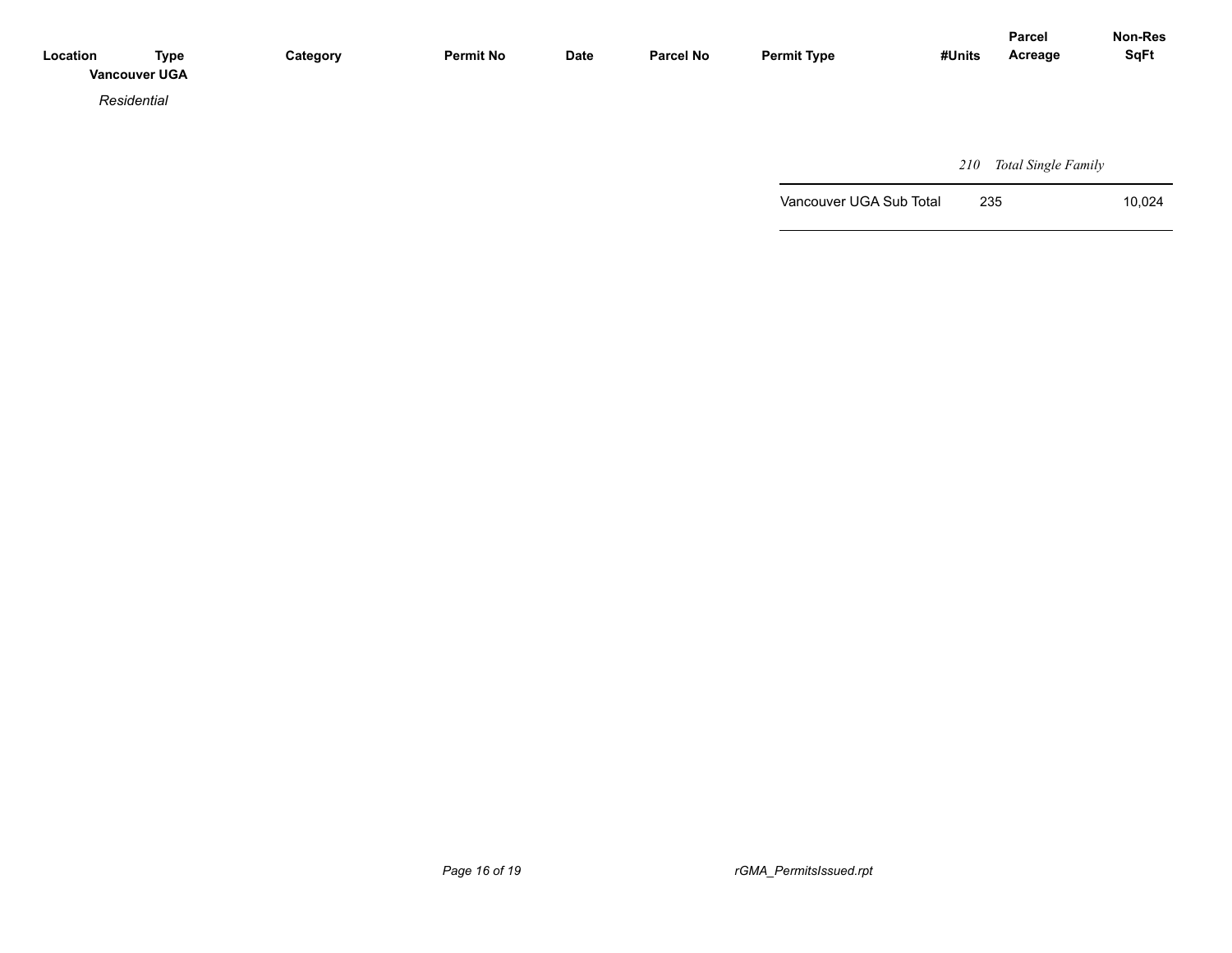| Location | Type | Category | Permit No | Date | Parcel No | Permit Type | #Units | Parcel Acreage | Non-Res SqFt |
|---|---|---|---|---|---|---|---|---|---|
| **Vancouver UGA** | | | | | | | | | |
| | *Residential* | | | | | | | | |
| | | | | | | | *210* | *Total Single Family* | |
| | | | | | | Vancouver UGA Sub Total | 235 | | 10,024 |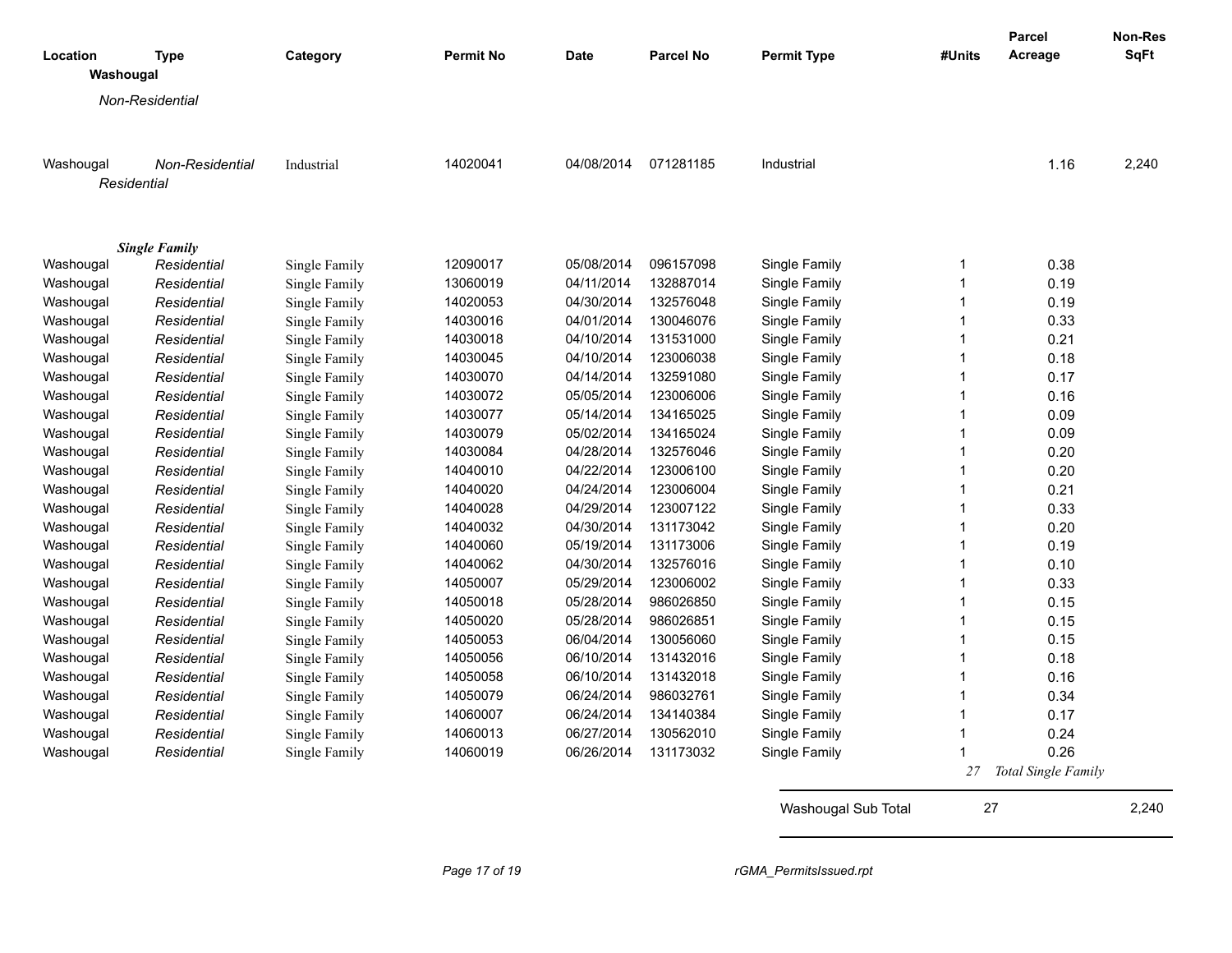| Location | Type | Category | Permit No | Date | Parcel No | Permit Type | #Units | Parcel Acreage | Non-Res SqFt |
|---|---|---|---|---|---|---|---|---|---|
| **Washougal** | | | | | | | | | |
| *Non-Residential* | | | | | | | | | |
| Washougal | *Non-Residential* | Industrial | 14020041 | 04/08/2014 | 071281185 | Industrial | | 1.16 | 2,240 |
| *Residential* | | | | | | | | | |
| ***Single Family*** | | | | | | | | | |
| Washougal | *Residential* | Single Family | 12090017 | 05/08/2014 | 096157098 | Single Family | 1 | 0.38 | |
| Washougal | *Residential* | Single Family | 13060019 | 04/11/2014 | 132887014 | Single Family | 1 | 0.19 | |
| Washougal | *Residential* | Single Family | 14020053 | 04/30/2014 | 132576048 | Single Family | 1 | 0.19 | |
| Washougal | *Residential* | Single Family | 14030016 | 04/01/2014 | 130046076 | Single Family | 1 | 0.33 | |
| Washougal | *Residential* | Single Family | 14030018 | 04/10/2014 | 131531000 | Single Family | 1 | 0.21 | |
| Washougal | *Residential* | Single Family | 14030045 | 04/10/2014 | 123006038 | Single Family | 1 | 0.18 | |
| Washougal | *Residential* | Single Family | 14030070 | 04/14/2014 | 132591080 | Single Family | 1 | 0.17 | |
| Washougal | *Residential* | Single Family | 14030072 | 05/05/2014 | 123006006 | Single Family | 1 | 0.16 | |
| Washougal | *Residential* | Single Family | 14030077 | 05/14/2014 | 134165025 | Single Family | 1 | 0.09 | |
| Washougal | *Residential* | Single Family | 14030079 | 05/02/2014 | 134165024 | Single Family | 1 | 0.09 | |
| Washougal | *Residential* | Single Family | 14030084 | 04/28/2014 | 132576046 | Single Family | 1 | 0.20 | |
| Washougal | *Residential* | Single Family | 14040010 | 04/22/2014 | 123006100 | Single Family | 1 | 0.20 | |
| Washougal | *Residential* | Single Family | 14040020 | 04/24/2014 | 123006004 | Single Family | 1 | 0.21 | |
| Washougal | *Residential* | Single Family | 14040028 | 04/29/2014 | 123007122 | Single Family | 1 | 0.33 | |
| Washougal | *Residential* | Single Family | 14040032 | 04/30/2014 | 131173042 | Single Family | 1 | 0.20 | |
| Washougal | *Residential* | Single Family | 14040060 | 05/19/2014 | 131173006 | Single Family | 1 | 0.19 | |
| Washougal | *Residential* | Single Family | 14040062 | 04/30/2014 | 132576016 | Single Family | 1 | 0.10 | |
| Washougal | *Residential* | Single Family | 14050007 | 05/29/2014 | 123006002 | Single Family | 1 | 0.33 | |
| Washougal | *Residential* | Single Family | 14050018 | 05/28/2014 | 986026850 | Single Family | 1 | 0.15 | |
| Washougal | *Residential* | Single Family | 14050020 | 05/28/2014 | 986026851 | Single Family | 1 | 0.15 | |
| Washougal | *Residential* | Single Family | 14050053 | 06/04/2014 | 130056060 | Single Family | 1 | 0.15 | |
| Washougal | *Residential* | Single Family | 14050056 | 06/10/2014 | 131432016 | Single Family | 1 | 0.18 | |
| Washougal | *Residential* | Single Family | 14050058 | 06/10/2014 | 131432018 | Single Family | 1 | 0.16 | |
| Washougal | *Residential* | Single Family | 14050079 | 06/24/2014 | 986032761 | Single Family | 1 | 0.34 | |
| Washougal | *Residential* | Single Family | 14060007 | 06/24/2014 | 134140384 | Single Family | 1 | 0.17 | |
| Washougal | *Residential* | Single Family | 14060013 | 06/27/2014 | 130562010 | Single Family | 1 | 0.24 | |
| Washougal | *Residential* | Single Family | 14060019 | 06/26/2014 | 131173032 | Single Family | 1 | 0.26 | |
| | | | | | | | *27* | *Total Single Family* | |
| | | | | | | Washougal Sub Total | 27 | | 2,240 |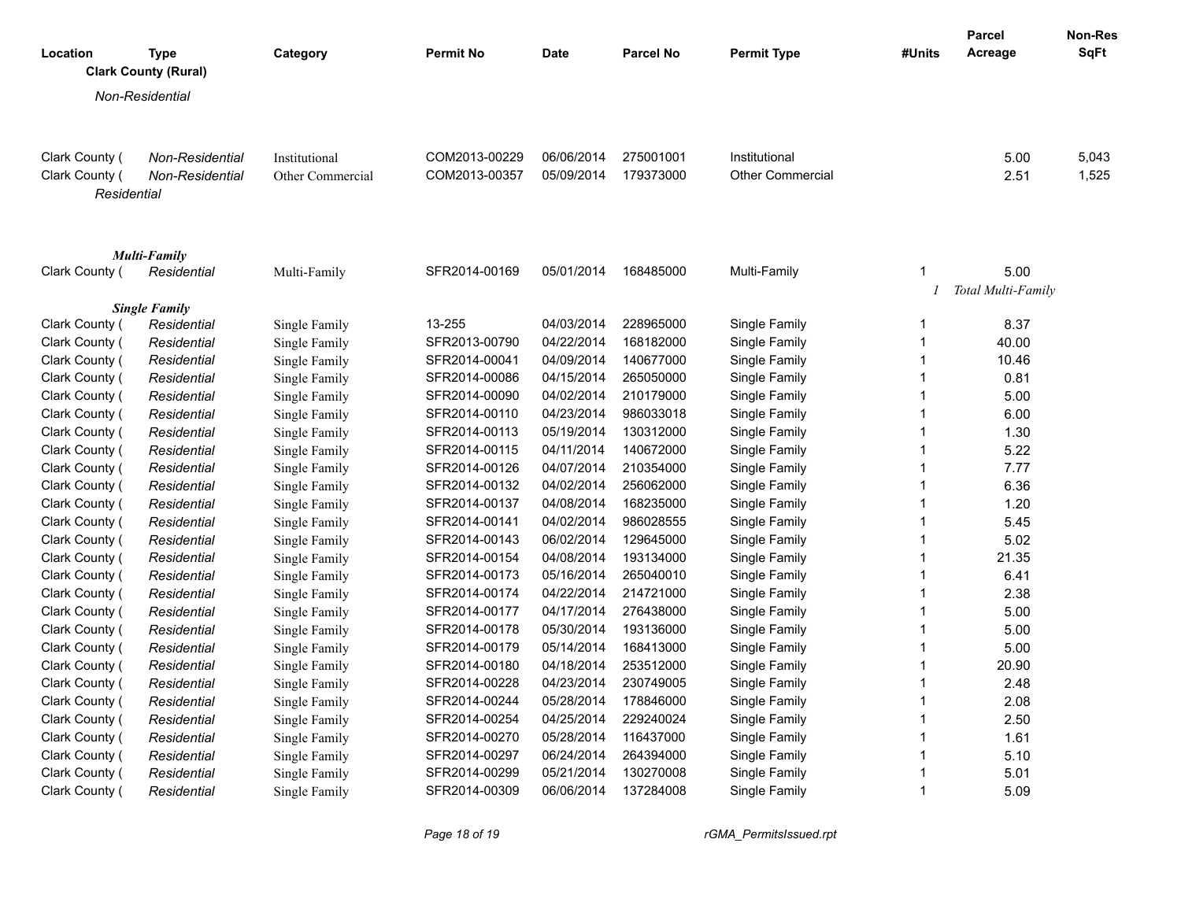| Location | Type | Category | Permit No | Date | Parcel No | Permit Type | #Units | Parcel Acreage | Non-Res SqFt |
|---|---|---|---|---|---|---|---|---|---|
| **Clark County (Rural)** | | | | | | | | | |
| *Non-Residential* | | | | | | | | | |
| Clark County ( | *Non-Residential* | Institutional | COM2013-00229 | 06/06/2014 | 275001001 | Institutional | | 5.00 | 5,043 |
| Clark County ( | *Non-Residential* | Other Commercial | COM2013-00357 | 05/09/2014 | 179373000 | Other Commercial | | 2.51 | 1,525 |
| *Residential* | | | | | | | | | |
| ***Multi-Family*** | | | | | | | | | |
| Clark County ( | *Residential* | Multi-Family | SFR2014-00169 | 05/01/2014 | 168485000 | Multi-Family | 1 | 5.00 | |
| | | | | | | | *1* | *Total Multi-Family* | |
| ***Single Family*** | | | | | | | | | |
| Clark County ( | *Residential* | Single Family | 13-255 | 04/03/2014 | 228965000 | Single Family | 1 | 8.37 | |
| Clark County ( | *Residential* | Single Family | SFR2013-00790 | 04/22/2014 | 168182000 | Single Family | 1 | 40.00 | |
| Clark County ( | *Residential* | Single Family | SFR2014-00041 | 04/09/2014 | 140677000 | Single Family | 1 | 10.46 | |
| Clark County ( | *Residential* | Single Family | SFR2014-00086 | 04/15/2014 | 265050000 | Single Family | 1 | 0.81 | |
| Clark County ( | *Residential* | Single Family | SFR2014-00090 | 04/02/2014 | 210179000 | Single Family | 1 | 5.00 | |
| Clark County ( | *Residential* | Single Family | SFR2014-00110 | 04/23/2014 | 986033018 | Single Family | 1 | 6.00 | |
| Clark County ( | *Residential* | Single Family | SFR2014-00113 | 05/19/2014 | 130312000 | Single Family | 1 | 1.30 | |
| Clark County ( | *Residential* | Single Family | SFR2014-00115 | 04/11/2014 | 140672000 | Single Family | 1 | 5.22 | |
| Clark County ( | *Residential* | Single Family | SFR2014-00126 | 04/07/2014 | 210354000 | Single Family | 1 | 7.77 | |
| Clark County ( | *Residential* | Single Family | SFR2014-00132 | 04/02/2014 | 256062000 | Single Family | 1 | 6.36 | |
| Clark County ( | *Residential* | Single Family | SFR2014-00137 | 04/08/2014 | 168235000 | Single Family | 1 | 1.20 | |
| Clark County ( | *Residential* | Single Family | SFR2014-00141 | 04/02/2014 | 986028555 | Single Family | 1 | 5.45 | |
| Clark County ( | *Residential* | Single Family | SFR2014-00143 | 06/02/2014 | 129645000 | Single Family | 1 | 5.02 | |
| Clark County ( | *Residential* | Single Family | SFR2014-00154 | 04/08/2014 | 193134000 | Single Family | 1 | 21.35 | |
| Clark County ( | *Residential* | Single Family | SFR2014-00173 | 05/16/2014 | 265040010 | Single Family | 1 | 6.41 | |
| Clark County ( | *Residential* | Single Family | SFR2014-00174 | 04/22/2014 | 214721000 | Single Family | 1 | 2.38 | |
| Clark County ( | *Residential* | Single Family | SFR2014-00177 | 04/17/2014 | 276438000 | Single Family | 1 | 5.00 | |
| Clark County ( | *Residential* | Single Family | SFR2014-00178 | 05/30/2014 | 193136000 | Single Family | 1 | 5.00 | |
| Clark County ( | *Residential* | Single Family | SFR2014-00179 | 05/14/2014 | 168413000 | Single Family | 1 | 5.00 | |
| Clark County ( | *Residential* | Single Family | SFR2014-00180 | 04/18/2014 | 253512000 | Single Family | 1 | 20.90 | |
| Clark County ( | *Residential* | Single Family | SFR2014-00228 | 04/23/2014 | 230749005 | Single Family | 1 | 2.48 | |
| Clark County ( | *Residential* | Single Family | SFR2014-00244 | 05/28/2014 | 178846000 | Single Family | 1 | 2.08 | |
| Clark County ( | *Residential* | Single Family | SFR2014-00254 | 04/25/2014 | 229240024 | Single Family | 1 | 2.50 | |
| Clark County ( | *Residential* | Single Family | SFR2014-00270 | 05/28/2014 | 116437000 | Single Family | 1 | 1.61 | |
| Clark County ( | *Residential* | Single Family | SFR2014-00297 | 06/24/2014 | 264394000 | Single Family | 1 | 5.10 | |
| Clark County ( | *Residential* | Single Family | SFR2014-00299 | 05/21/2014 | 130270008 | Single Family | 1 | 5.01 | |
| Clark County ( | *Residential* | Single Family | SFR2014-00309 | 06/06/2014 | 137284008 | Single Family | 1 | 5.09 | |

rGMA_PermitsIssued.rpt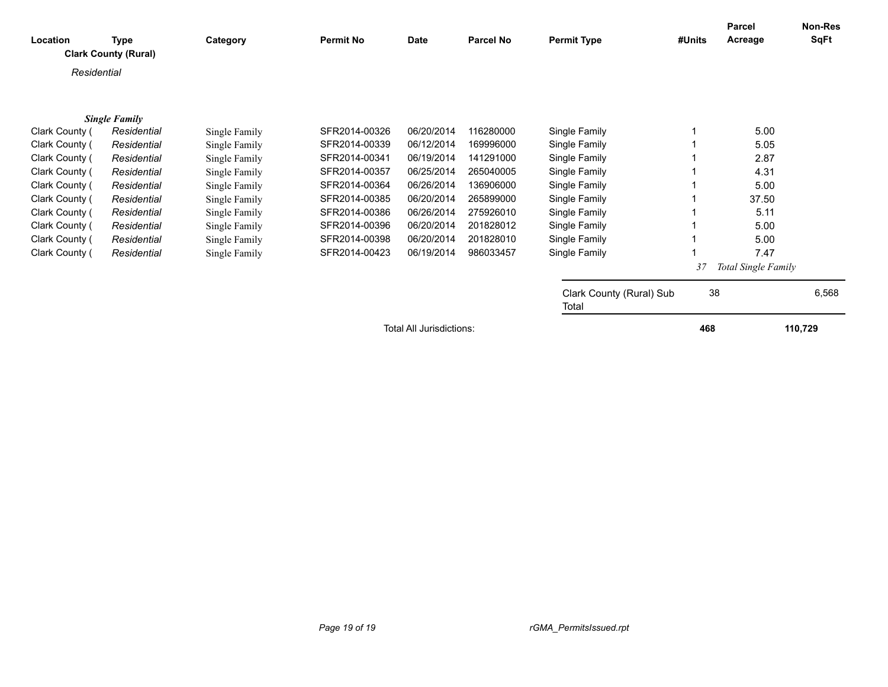| Location | Type | Category | Permit No | Date | Parcel No | Permit Type | #Units | Parcel Acreage | Non-Res SqFt |
|---|---|---|---|---|---|---|---|---|---|
| **Clark County (Rural)** | | | | | | | | | |
| *Residential* | | | | | | | | | |
| ***Single Family*** | | | | | | | | | |
| Clark County ( | *Residential* | Single Family | SFR2014-00326 | 06/20/2014 | 116280000 | Single Family | 1 | 5.00 | |
| Clark County ( | *Residential* | Single Family | SFR2014-00339 | 06/12/2014 | 169996000 | Single Family | 1 | 5.05 | |
| Clark County ( | *Residential* | Single Family | SFR2014-00341 | 06/19/2014 | 141291000 | Single Family | 1 | 2.87 | |
| Clark County ( | *Residential* | Single Family | SFR2014-00357 | 06/25/2014 | 265040005 | Single Family | 1 | 4.31 | |
| Clark County ( | *Residential* | Single Family | SFR2014-00364 | 06/26/2014 | 136906000 | Single Family | 1 | 5.00 | |
| Clark County ( | *Residential* | Single Family | SFR2014-00385 | 06/20/2014 | 265899000 | Single Family | 1 | 37.50 | |
| Clark County ( | *Residential* | Single Family | SFR2014-00386 | 06/26/2014 | 275926010 | Single Family | 1 | 5.11 | |
| Clark County ( | *Residential* | Single Family | SFR2014-00396 | 06/20/2014 | 201828012 | Single Family | 1 | 5.00 | |
| Clark County ( | *Residential* | Single Family | SFR2014-00398 | 06/20/2014 | 201828010 | Single Family | 1 | 5.00 | |
| Clark County ( | *Residential* | Single Family | SFR2014-00423 | 06/19/2014 | 986033457 | Single Family | 1 | 7.47 | |
| | | | | | | | *37* | *Total Single Family* | |
| | | | | | | Clark County (Rural) Sub Total | 38 | | 6,568 |
| | | | | Total All Jurisdictions: | | | **468** | | **110,729** |